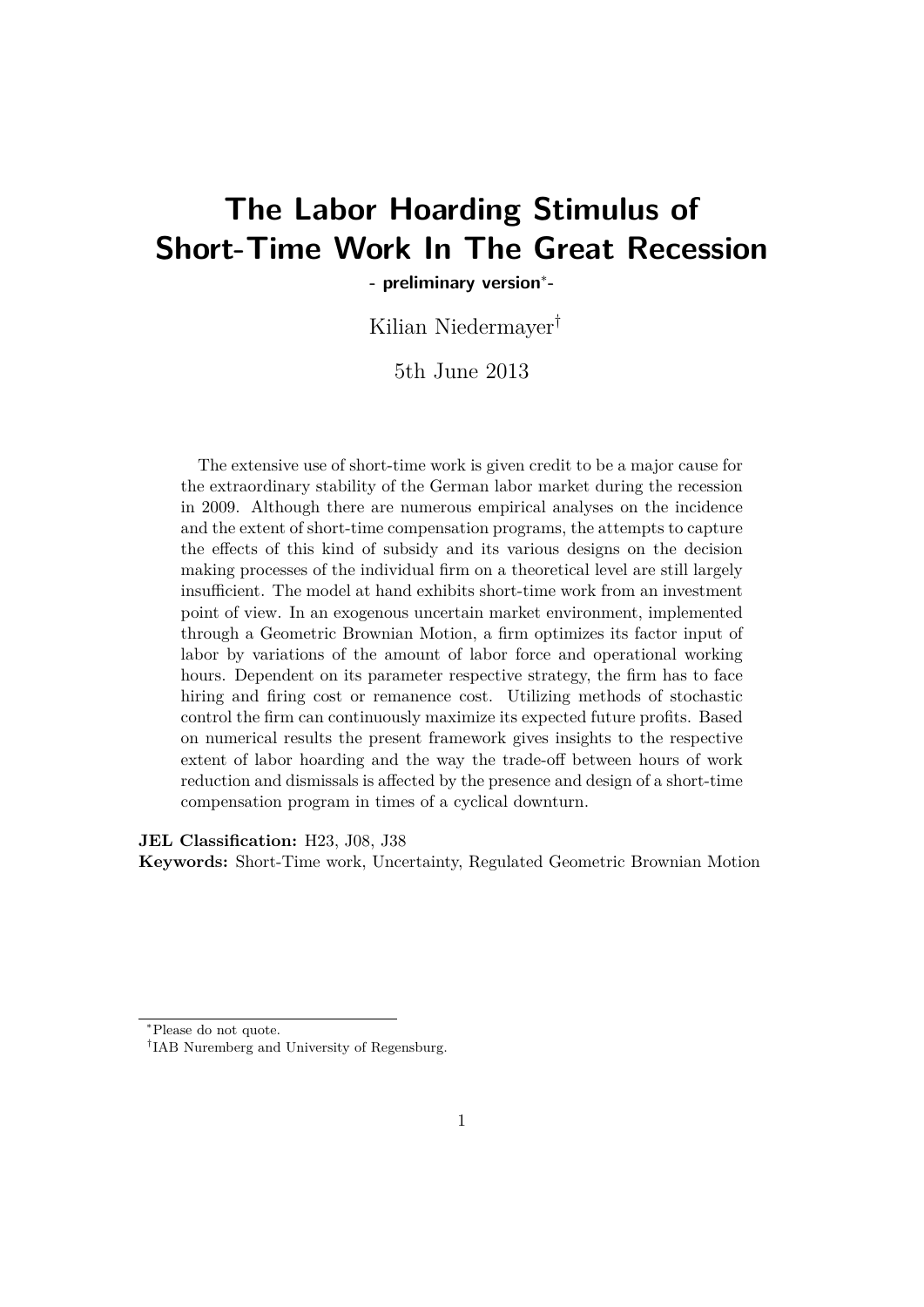# The Labor Hoarding Stimulus of Short-Time Work In The Great Recession

**- preliminary version[*]-**

Kilian Niedermayer[†]

5th June 2013

The extensive use of short-time work is given credit to be a major cause for the extraordinary stability of the German labor market during the recession in 2009. Although there are numerous empirical analyses on the incidence and the extent of short-time compensation programs, the attempts to capture the effects of this kind of subsidy and its various designs on the decision making processes of the individual firm on a theoretical level are still largely insufficient. The model at hand exhibits short-time work from an investment point of view. In an exogenous uncertain market environment, implemented through a Geometric Brownian Motion, a firm optimizes its factor input of labor by variations of the amount of labor force and operational working hours. Dependent on its parameter respective strategy, the firm has to face hiring and firing cost or remanence cost. Utilizing methods of stochastic control the firm can continuously maximize its expected future profits. Based on numerical results the present framework gives insights to the respective extent of labor hoarding and the way the trade-off between hours of work reduction and dismissals is affected by the presence and design of a short-time compensation program in times of a cyclical downturn.

**JEL Classification:** H23, J08, J38
**Keywords:** Short-Time work, Uncertainty, Regulated Geometric Brownian Motion

[*]Please do not quote.

[†]IAB Nuremberg and University of Regensburg.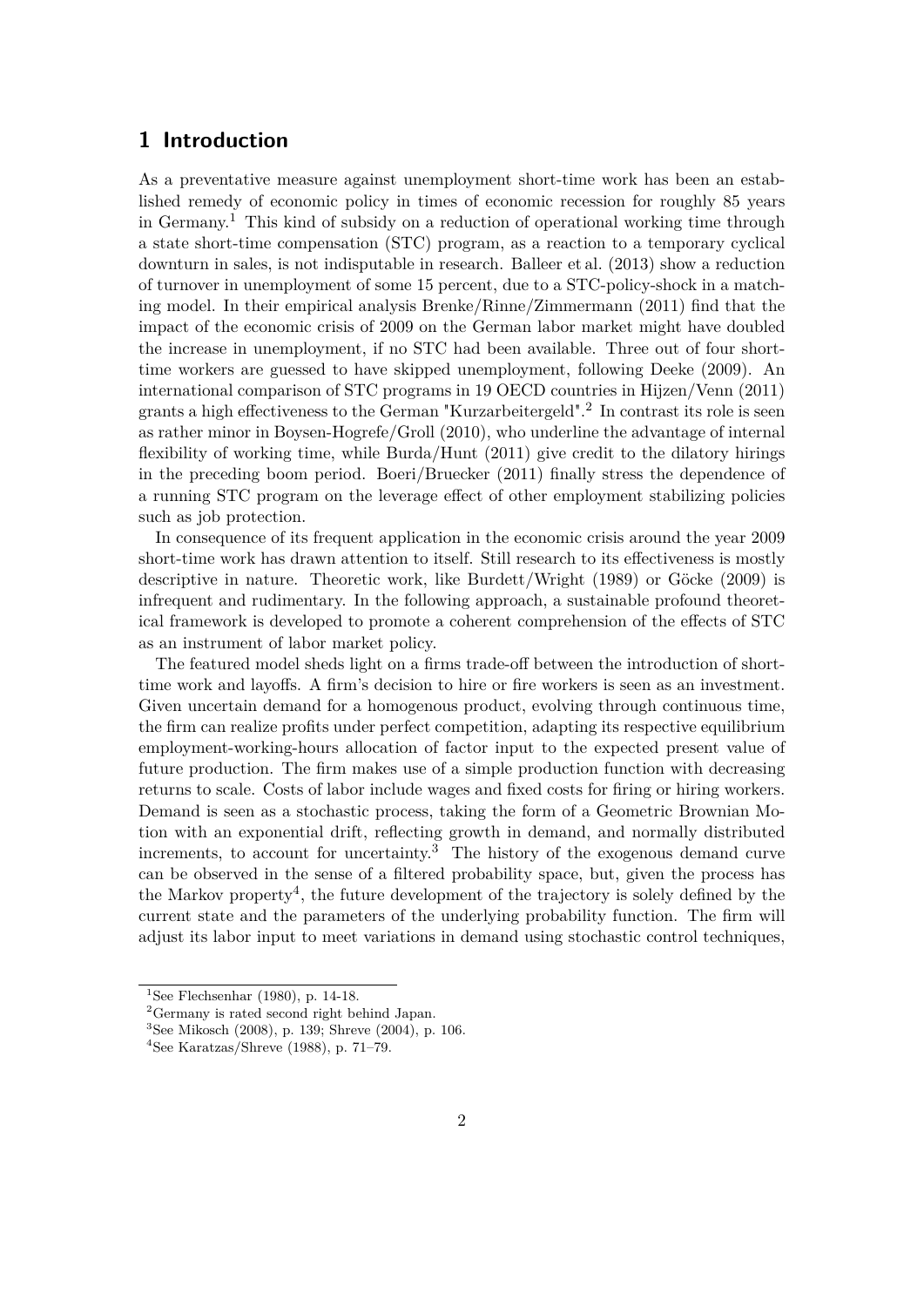## 1 Introduction

As a preventative measure against unemployment short-time work has been an established remedy of economic policy in times of economic recession for roughly 85 years in Germany.[1] This kind of subsidy on a reduction of operational working time through a state short-time compensation (STC) program, as a reaction to a temporary cyclical downturn in sales, is not indisputable in research. Balleer et al. (2013) show a reduction of turnover in unemployment of some 15 percent, due to a STC-policy-shock in a matching model. In their empirical analysis Brenke/Rinne/Zimmermann (2011) find that the impact of the economic crisis of 2009 on the German labor market might have doubled the increase in unemployment, if no STC had been available. Three out of four short-time workers are guessed to have skipped unemployment, following Deeke (2009). An international comparison of STC programs in 19 OECD countries in Hijzen/Venn (2011) grants a high effectiveness to the German "Kurzarbeitergeld".[2] In contrast its role is seen as rather minor in Boysen-Hogrefe/Groll (2010), who underline the advantage of internal flexibility of working time, while Burda/Hunt (2011) give credit to the dilatory hirings in the preceding boom period. Boeri/Bruecker (2011) finally stress the dependence of a running STC program on the leverage effect of other employment stabilizing policies such as job protection.

In consequence of its frequent application in the economic crisis around the year 2009 short-time work has drawn attention to itself. Still research to its effectiveness is mostly descriptive in nature. Theoretic work, like Burdett/Wright (1989) or Göcke (2009) is infrequent and rudimentary. In the following approach, a sustainable profound theoretical framework is developed to promote a coherent comprehension of the effects of STC as an instrument of labor market policy.

The featured model sheds light on a firms trade-off between the introduction of short-time work and layoffs. A firm's decision to hire or fire workers is seen as an investment. Given uncertain demand for a homogenous product, evolving through continuous time, the firm can realize profits under perfect competition, adapting its respective equilibrium employment-working-hours allocation of factor input to the expected present value of future production. The firm makes use of a simple production function with decreasing returns to scale. Costs of labor include wages and fixed costs for firing or hiring workers. Demand is seen as a stochastic process, taking the form of a Geometric Brownian Motion with an exponential drift, reflecting growth in demand, and normally distributed increments, to account for uncertainty.[3] The history of the exogenous demand curve can be observed in the sense of a filtered probability space, but, given the process has the Markov property[4], the future development of the trajectory is solely defined by the current state and the parameters of the underlying probability function. The firm will adjust its labor input to meet variations in demand using stochastic control techniques,

---

[1] See Flechsenhar (1980), p. 14-18.

[2] Germany is rated second right behind Japan.

[3] See Mikosch (2008), p. 139; Shreve (2004), p. 106.

[4] See Karatzas/Shreve (1988), p. 71–79.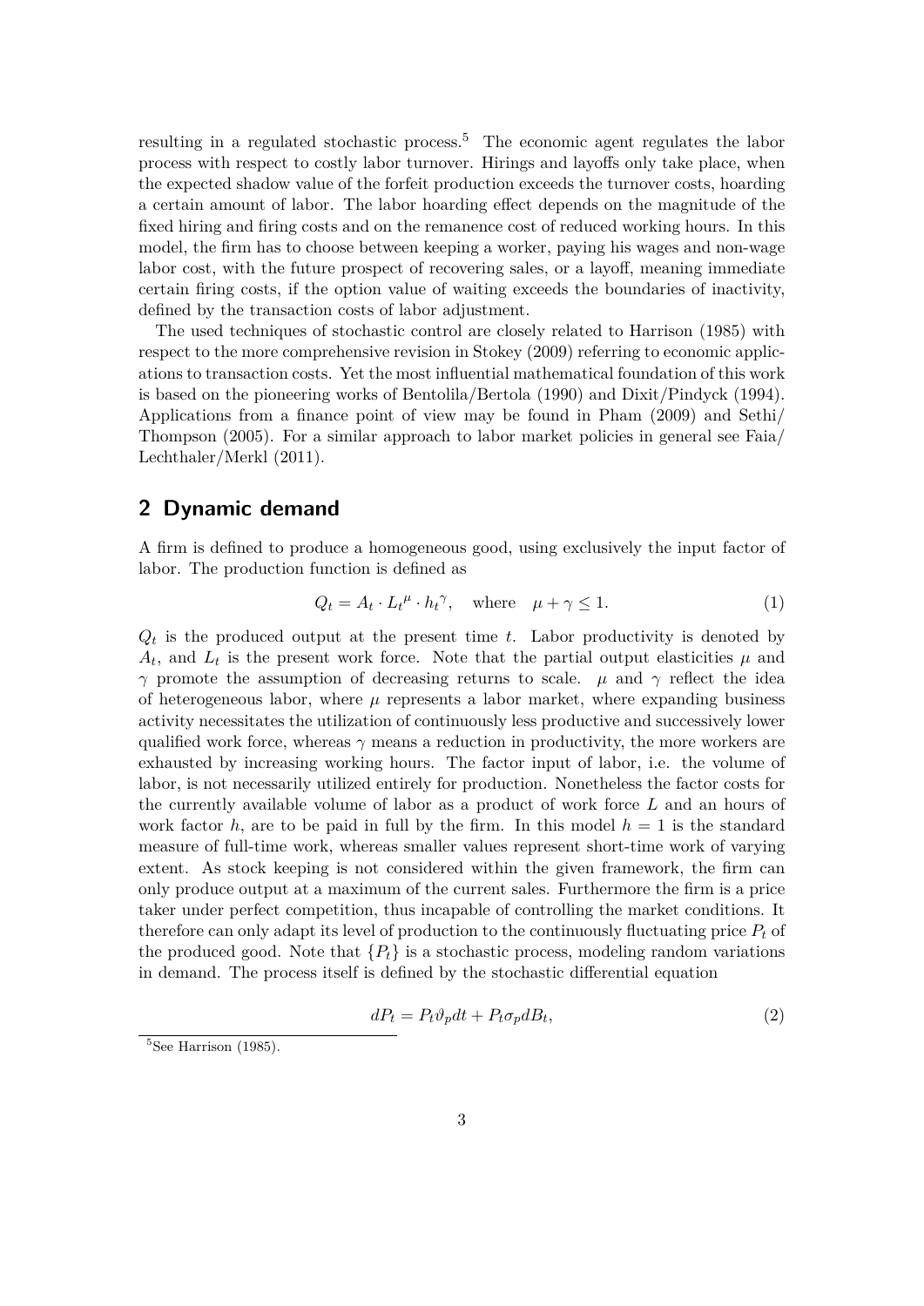resulting in a regulated stochastic process.[5] The economic agent regulates the labor process with respect to costly labor turnover. Hirings and layoffs only take place, when the expected shadow value of the forfeit production exceeds the turnover costs, hoarding a certain amount of labor. The labor hoarding effect depends on the magnitude of the fixed hiring and firing costs and on the remanence cost of reduced working hours. In this model, the firm has to choose between keeping a worker, paying his wages and non-wage labor cost, with the future prospect of recovering sales, or a layoff, meaning immediate certain firing costs, if the option value of waiting exceeds the boundaries of inactivity, defined by the transaction costs of labor adjustment.

The used techniques of stochastic control are closely related to Harrison (1985) with respect to the more comprehensive revision in Stokey (2009) referring to economic applications to transaction costs. Yet the most influential mathematical foundation of this work is based on the pioneering works of Bentolila/Bertola (1990) and Dixit/Pindyck (1994). Applications from a finance point of view may be found in Pham (2009) and Sethi/ Thompson (2005). For a similar approach to labor market policies in general see Faia/ Lechthaler/Merkl (2011).

## 2 Dynamic demand

A firm is defined to produce a homogeneous good, using exclusively the input factor of labor. The production function is defined as

$$Q_t = A_t \cdot L_t{}^{\mu} \cdot h_t{}^{\gamma}, \quad \text{where} \quad \mu + \gamma \leq 1. \tag{1}$$

$Q_t$ is the produced output at the present time $t$. Labor productivity is denoted by $A_t$, and $L_t$ is the present work force. Note that the partial output elasticities $\mu$ and $\gamma$ promote the assumption of decreasing returns to scale. $\mu$ and $\gamma$ reflect the idea of heterogeneous labor, where $\mu$ represents a labor market, where expanding business activity necessitates the utilization of continuously less productive and successively lower qualified work force, whereas $\gamma$ means a reduction in productivity, the more workers are exhausted by increasing working hours. The factor input of labor, i.e. the volume of labor, is not necessarily utilized entirely for production. Nonetheless the factor costs for the currently available volume of labor as a product of work force $L$ and an hours of work factor $h$, are to be paid in full by the firm. In this model $h = 1$ is the standard measure of full-time work, whereas smaller values represent short-time work of varying extent. As stock keeping is not considered within the given framework, the firm can only produce output at a maximum of the current sales. Furthermore the firm is a price taker under perfect competition, thus incapable of controlling the market conditions. It therefore can only adapt its level of production to the continuously fluctuating price $P_t$ of the produced good. Note that $\{P_t\}$ is a stochastic process, modeling random variations in demand. The process itself is defined by the stochastic differential equation

$$dP_t = P_t \vartheta_p dt + P_t \sigma_p dB_t, \tag{2}$$

[5] See Harrison (1985).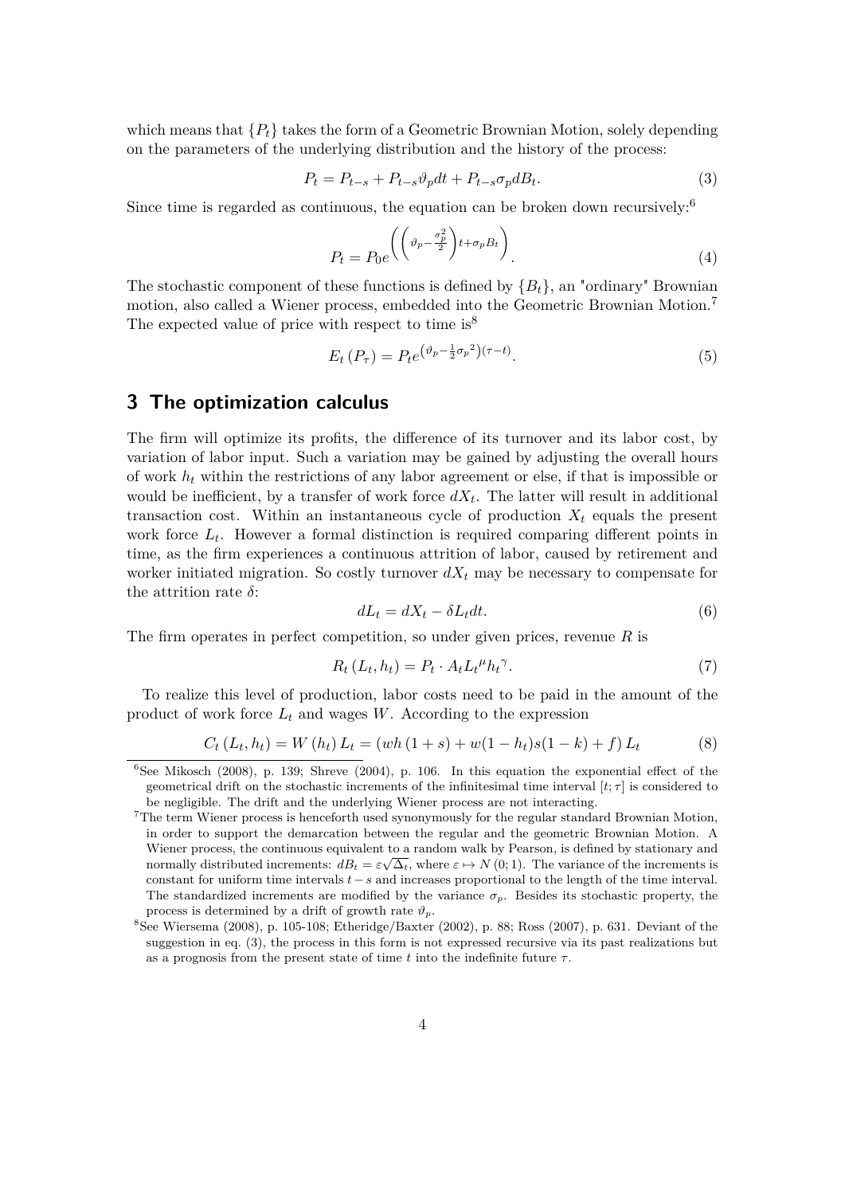which means that $\{P_t\}$ takes the form of a Geometric Brownian Motion, solely depending on the parameters of the underlying distribution and the history of the process:

$$P_t = P_{t-s} + P_{t-s}\vartheta_p dt + P_{t-s}\sigma_p dB_t. \tag{3}$$

Since time is regarded as continuous, the equation can be broken down recursively:[6]

$$P_t = P_0 e^{\left(\left(\vartheta_p - \frac{\sigma_p^2}{2}\right)t + \sigma_p B_t\right)}. \tag{4}$$

The stochastic component of these functions is defined by $\{B_t\}$, an "ordinary" Brownian motion, also called a Wiener process, embedded into the Geometric Brownian Motion.[7] The expected value of price with respect to time is[8]

$$E_t\left(P_\tau\right) = P_t e^{\left(\vartheta_p - \frac{1}{2}{\sigma_p}^2\right)(\tau - t)}. \tag{5}$$

## 3 The optimization calculus

The firm will optimize its profits, the difference of its turnover and its labor cost, by variation of labor input. Such a variation may be gained by adjusting the overall hours of work $h_t$ within the restrictions of any labor agreement or else, if that is impossible or would be inefficient, by a transfer of work force $dX_t$. The latter will result in additional transaction cost. Within an instantaneous cycle of production $X_t$ equals the present work force $L_t$. However a formal distinction is required comparing different points in time, as the firm experiences a continuous attrition of labor, caused by retirement and worker initiated migration. So costly turnover $dX_t$ may be necessary to compensate for the attrition rate $\delta$:

$$dL_t = dX_t - \delta L_t dt. \tag{6}$$

The firm operates in perfect competition, so under given prices, revenue $R$ is

$$R_t\left(L_t, h_t\right) = P_t \cdot A_t {L_t}^{\mu} {h_t}^{\gamma}. \tag{7}$$

To realize this level of production, labor costs need to be paid in the amount of the product of work force $L_t$ and wages $W$. According to the expression

$$C_t\left(L_t, h_t\right) = W\left(h_t\right) L_t = \left(wh\left(1+s\right) + w(1-h_t)s(1-k) + f\right) L_t \tag{8}$$

[6] See Mikosch (2008), p. 139; Shreve (2004), p. 106. In this equation the exponential effect of the geometrical drift on the stochastic increments of the infinitesimal time interval $[t;\tau]$ is considered to be negligible. The drift and the underlying Wiener process are not interacting.

[7] The term Wiener process is henceforth used synonymously for the regular standard Brownian Motion, in order to support the demarcation between the regular and the geometric Brownian Motion. A Wiener process, the continuous equivalent to a random walk by Pearson, is defined by stationary and normally distributed increments: $dB_t = \varepsilon\sqrt{\Delta_t}$, where $\varepsilon \mapsto N(0;1)$. The variance of the increments is constant for uniform time intervals $t-s$ and increases proportional to the length of the time interval. The standardized increments are modified by the variance $\sigma_p$. Besides its stochastic property, the process is determined by a drift of growth rate $\vartheta_p$.

[8] See Wiersema (2008), p. 105-108; Etheridge/Baxter (2002), p. 88; Ross (2007), p. 631. Deviant of the suggestion in eq. (3), the process in this form is not expressed recursive via its past realizations but as a prognosis from the present state of time $t$ into the indefinite future $\tau$.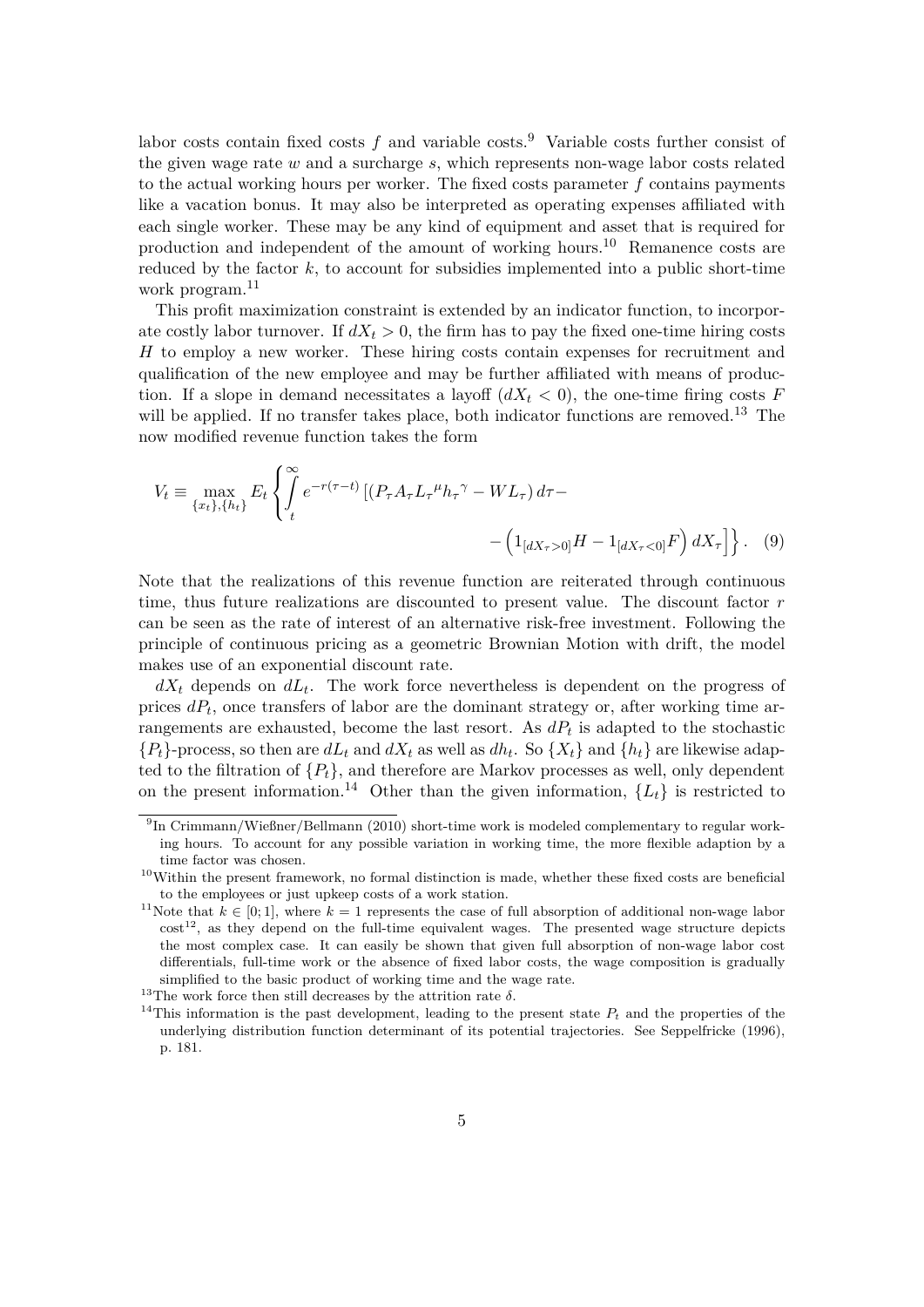labor costs contain fixed costs $f$ and variable costs.[9] Variable costs further consist of the given wage rate $w$ and a surcharge $s$, which represents non-wage labor costs related to the actual working hours per worker. The fixed costs parameter $f$ contains payments like a vacation bonus. It may also be interpreted as operating expenses affiliated with each single worker. These may be any kind of equipment and asset that is required for production and independent of the amount of working hours.[10] Remanence costs are reduced by the factor $k$, to account for subsidies implemented into a public short-time work program.[11]

This profit maximization constraint is extended by an indicator function, to incorporate costly labor turnover. If $dX_t > 0$, the firm has to pay the fixed one-time hiring costs $H$ to employ a new worker. These hiring costs contain expenses for recruitment and qualification of the new employee and may be further affiliated with means of production. If a slope in demand necessitates a layoff ($dX_t < 0$), the one-time firing costs $F$ will be applied. If no transfer takes place, both indicator functions are removed.[13] The now modified revenue function takes the form

$$V_t \equiv \max_{\{x_t\},\{h_t\}} E_t \left\{ \int_t^\infty e^{-r(\tau-t)} \left[ \left( P_\tau A_\tau {L_\tau}^\mu {h_\tau}^\gamma - W L_\tau \right) d\tau - \right. \right. \\ \left. \left. - \left( 1_{[dX_\tau>0]} H - 1_{[dX_\tau<0]} F \right) dX_\tau \right] \right\}. \quad (9)$$

Note that the realizations of this revenue function are reiterated through continuous time, thus future realizations are discounted to present value. The discount factor $r$ can be seen as the rate of interest of an alternative risk-free investment. Following the principle of continuous pricing as a geometric Brownian Motion with drift, the model makes use of an exponential discount rate.

$dX_t$ depends on $dL_t$. The work force nevertheless is dependent on the progress of prices $dP_t$, once transfers of labor are the dominant strategy or, after working time arrangements are exhausted, become the last resort. As $dP_t$ is adapted to the stochastic $\{P_t\}$-process, so then are $dL_t$ and $dX_t$ as well as $dh_t$. So $\{X_t\}$ and $\{h_t\}$ are likewise adapted to the filtration of $\{P_t\}$, and therefore are Markov processes as well, only dependent on the present information.[14] Other than the given information, $\{L_t\}$ is restricted to

---

[9] In Crimmann/Wießner/Bellmann (2010) short-time work is modeled complementary to regular working hours. To account for any possible variation in working time, the more flexible adaption by a time factor was chosen.

[10] Within the present framework, no formal distinction is made, whether these fixed costs are beneficial to the employees or just upkeep costs of a work station.

[11] Note that $k \in [0;1]$, where $k = 1$ represents the case of full absorption of additional non-wage labor cost[12], as they depend on the full-time equivalent wages. The presented wage structure depicts the most complex case. It can easily be shown that given full absorption of non-wage labor cost differentials, full-time work or the absence of fixed labor costs, the wage composition is gradually simplified to the basic product of working time and the wage rate.

[13] The work force then still decreases by the attrition rate $\delta$.

[14] This information is the past development, leading to the present state $P_t$ and the properties of the underlying distribution function determinant of its potential trajectories. See Seppelfricke (1996), p. 181.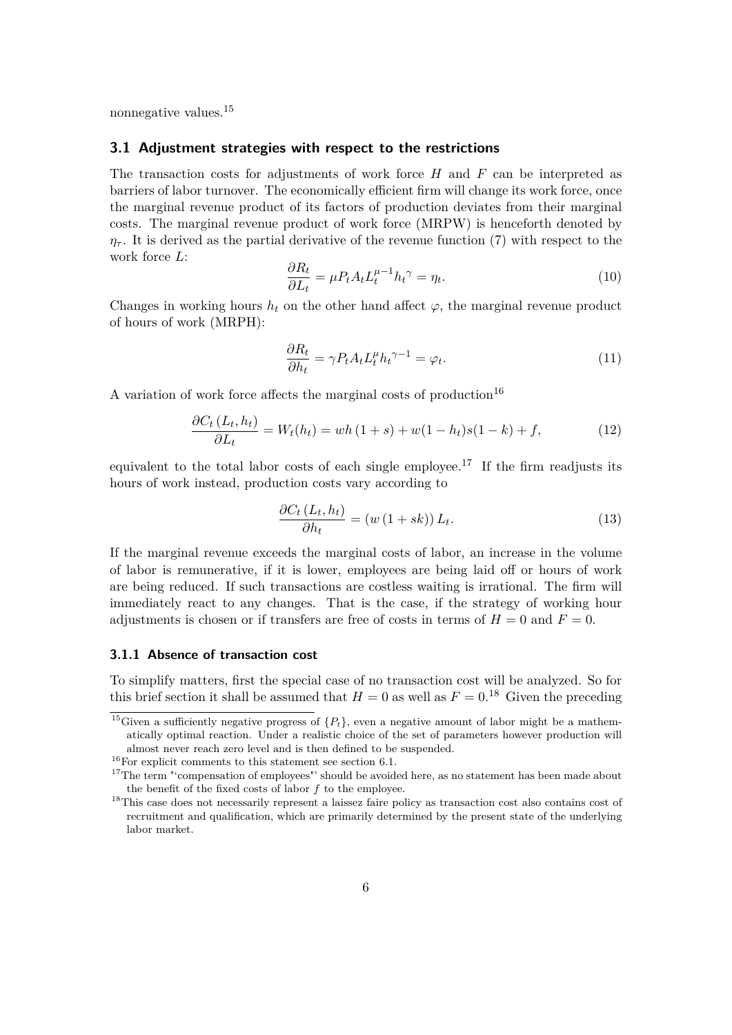nonnegative values.[15]

### 3.1 Adjustment strategies with respect to the restrictions

The transaction costs for adjustments of work force $H$ and $F$ can be interpreted as barriers of labor turnover. The economically efficient firm will change its work force, once the marginal revenue product of its factors of production deviates from their marginal costs. The marginal revenue product of work force (MRPW) is henceforth denoted by $\eta_\tau$. It is derived as the partial derivative of the revenue function (7) with respect to the work force $L$:

$$\frac{\partial R_t}{\partial L_t} = \mu P_t A_t L_t^{\mu-1} {h_t}^{\gamma} = \eta_t. \tag{10}$$

Changes in working hours $h_t$ on the other hand affect $\varphi$, the marginal revenue product of hours of work (MRPH):

$$\frac{\partial R_t}{\partial h_t} = \gamma P_t A_t L_t^{\mu} {h_t}^{\gamma-1} = \varphi_t. \tag{11}$$

A variation of work force affects the marginal costs of production[16]

$$\frac{\partial C_t\left(L_t, h_t\right)}{\partial L_t} = W_t(h_t) = wh\left(1+s\right) + w(1-h_t)s(1-k) + f, \tag{12}$$

equivalent to the total labor costs of each single employee.[17] If the firm readjusts its hours of work instead, production costs vary according to

$$\frac{\partial C_t\left(L_t, h_t\right)}{\partial h_t} = \left(w\left(1+sk\right)\right) L_t. \tag{13}$$

If the marginal revenue exceeds the marginal costs of labor, an increase in the volume of labor is remunerative, if it is lower, employees are being laid off or hours of work are being reduced. If such transactions are costless waiting is irrational. The firm will immediately react to any changes. That is the case, if the strategy of working hour adjustments is chosen or if transfers are free of costs in terms of $H = 0$ and $F = 0$.

#### 3.1.1 Absence of transaction cost

To simplify matters, first the special case of no transaction cost will be analyzed. So for this brief section it shall be assumed that $H = 0$ as well as $F = 0$.[18] Given the preceding

[15] Given a sufficiently negative progress of $\{P_t\}$, even a negative amount of labor might be a mathematically optimal reaction. Under a realistic choice of the set of parameters however production will almost never reach zero level and is then defined to be suspended.

[16] For explicit comments to this statement see section 6.1.

[17] The term "‘compensation of employees"’ should be avoided here, as no statement has been made about the benefit of the fixed costs of labor $f$ to the employee.

[18] This case does not necessarily represent a laissez faire policy as transaction cost also contains cost of recruitment and qualification, which are primarily determined by the present state of the underlying labor market.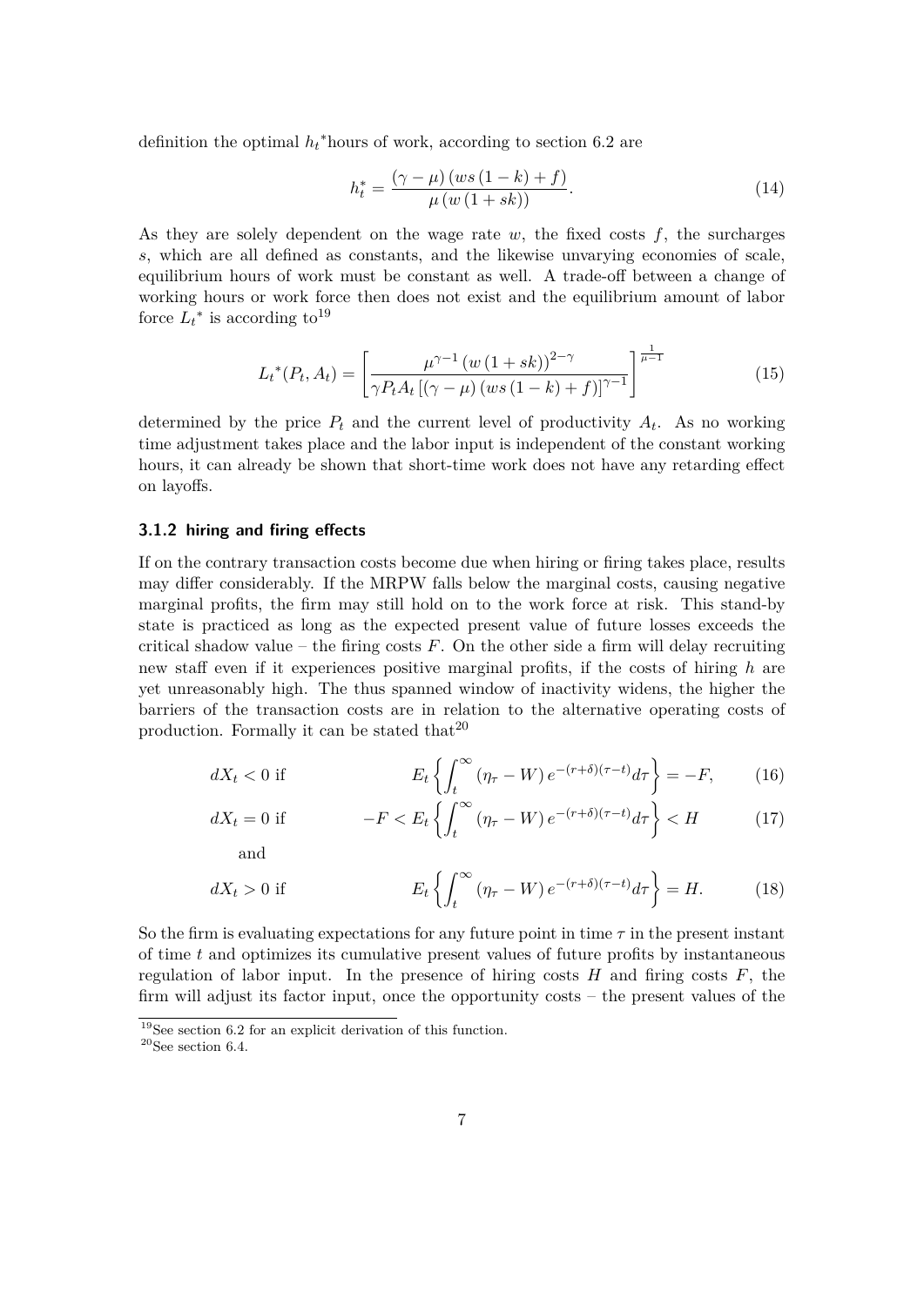definition the optimal $h_t{}^*$hours of work, according to section 6.2 are

$$h_t^* = \frac{(\gamma - \mu)\left(ws\left(1-k\right)+f\right)}{\mu\left(w\left(1+sk\right)\right)}. \tag{14}$$

As they are solely dependent on the wage rate $w$, the fixed costs $f$, the surcharges $s$, which are all defined as constants, and the likewise unvarying economies of scale, equilibrium hours of work must be constant as well. A trade-off between a change of working hours or work force then does not exist and the equilibrium amount of labor force $L_t{}^*$ is according to[19]

$$L_t{}^*(P_t, A_t) = \left[\frac{\mu^{\gamma-1}\left(w\left(1+sk\right)\right)^{2-\gamma}}{\gamma P_t A_t\left[\left(\gamma-\mu\right)\left(ws\left(1-k\right)+f\right)\right]^{\gamma-1}}\right]^{\frac{1}{\mu-1}} \tag{15}$$

determined by the price $P_t$ and the current level of productivity $A_t$. As no working time adjustment takes place and the labor input is independent of the constant working hours, it can already be shown that short-time work does not have any retarding effect on layoffs.

### 3.1.2 hiring and firing effects

If on the contrary transaction costs become due when hiring or firing takes place, results may differ considerably. If the MRPW falls below the marginal costs, causing negative marginal profits, the firm may still hold on to the work force at risk. This stand-by state is practiced as long as the expected present value of future losses exceeds the critical shadow value – the firing costs $F$. On the other side a firm will delay recruiting new staff even if it experiences positive marginal profits, if the costs of hiring $h$ are yet unreasonably high. The thus spanned window of inactivity widens, the higher the barriers of the transaction costs are in relation to the alternative operating costs of production. Formally it can be stated that[20]

$$dX_t < 0 \text{ if} \qquad E_t\left\{\int_t^\infty \left(\eta_\tau - W\right)e^{-(r+\delta)(\tau-t)}d\tau\right\} = -F, \tag{16}$$

$$dX_t = 0 \text{ if} \qquad -F < E_t\left\{\int_t^\infty \left(\eta_\tau - W\right)e^{-(r+\delta)(\tau-t)}d\tau\right\} < H \tag{17}$$

and

$$dX_t > 0 \text{ if} \qquad E_t\left\{\int_t^\infty \left(\eta_\tau - W\right)e^{-(r+\delta)(\tau-t)}d\tau\right\} = H. \tag{18}$$

So the firm is evaluating expectations for any future point in time $\tau$ in the present instant of time $t$ and optimizes its cumulative present values of future profits by instantaneous regulation of labor input. In the presence of hiring costs $H$ and firing costs $F$, the firm will adjust its factor input, once the opportunity costs – the present values of the

[19] See section 6.2 for an explicit derivation of this function.

[20] See section 6.4.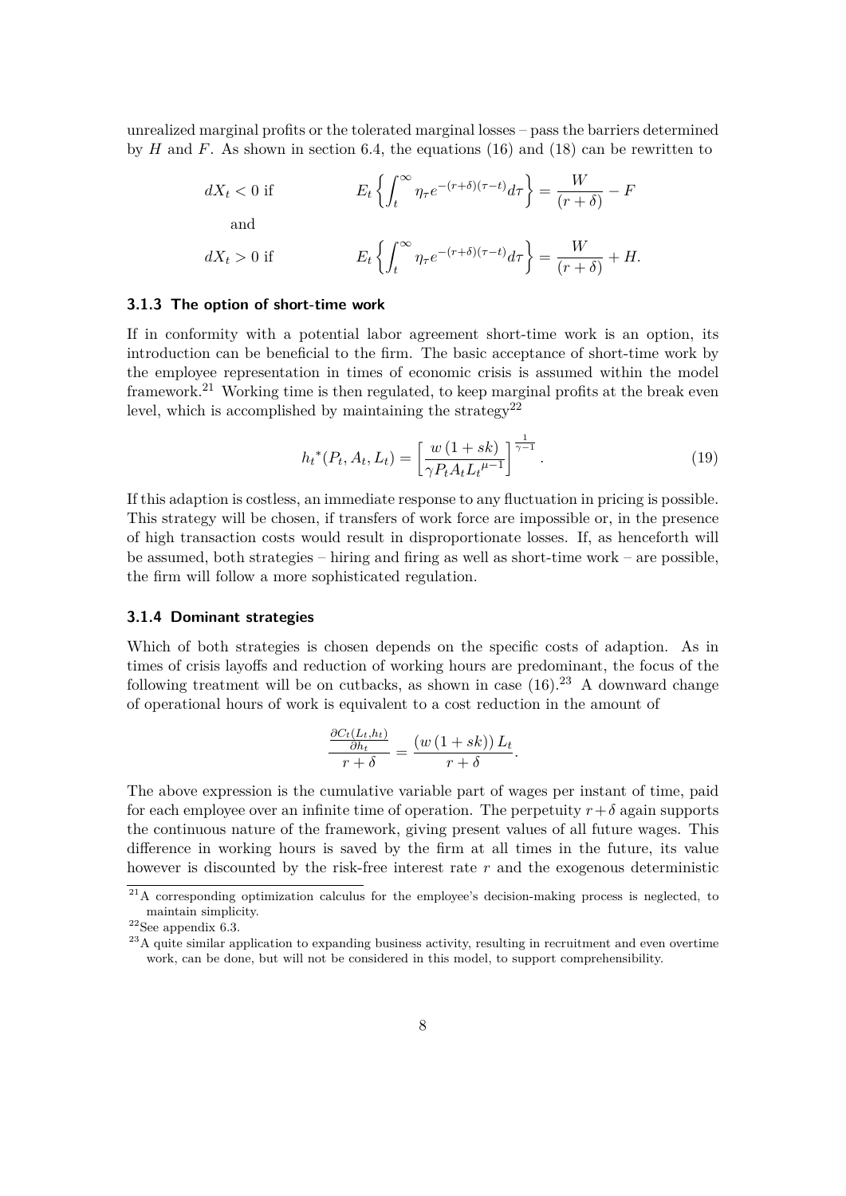unrealized marginal profits or the tolerated marginal losses – pass the barriers determined by $H$ and $F$. As shown in section 6.4, the equations (16) and (18) can be rewritten to

$$dX_t < 0 \text{ if} \qquad E_t\left\{\int_t^{\infty} \eta_\tau e^{-(r+\delta)(\tau-t)}d\tau\right\} = \frac{W}{(r+\delta)} - F$$

and

$$dX_t > 0 \text{ if} \qquad E_t\left\{\int_t^{\infty} \eta_\tau e^{-(r+\delta)(\tau-t)}d\tau\right\} = \frac{W}{(r+\delta)} + H.$$

### 3.1.3 The option of short-time work

If in conformity with a potential labor agreement short-time work is an option, its introduction can be beneficial to the firm. The basic acceptance of short-time work by the employee representation in times of economic crisis is assumed within the model framework.[21] Working time is then regulated, to keep marginal profits at the break even level, which is accomplished by maintaining the strategy[22]

$$h_t^*(P_t, A_t, L_t) = \left[\frac{w\,(1+sk)}{\gamma P_t A_t {L_t}^{\mu-1}}\right]^{\frac{1}{\gamma-1}}. \tag{19}$$

If this adaption is costless, an immediate response to any fluctuation in pricing is possible. This strategy will be chosen, if transfers of work force are impossible or, in the presence of high transaction costs would result in disproportionate losses. If, as henceforth will be assumed, both strategies – hiring and firing as well as short-time work – are possible, the firm will follow a more sophisticated regulation.

### 3.1.4 Dominant strategies

Which of both strategies is chosen depends on the specific costs of adaption. As in times of crisis layoffs and reduction of working hours are predominant, the focus of the following treatment will be on cutbacks, as shown in case (16).[23] A downward change of operational hours of work is equivalent to a cost reduction in the amount of

$$\frac{\frac{\partial C_t(L_t,h_t)}{\partial h_t}}{r+\delta} = \frac{(w\,(1+sk))\,L_t}{r+\delta}.$$

The above expression is the cumulative variable part of wages per instant of time, paid for each employee over an infinite time of operation. The perpetuity $r+\delta$ again supports the continuous nature of the framework, giving present values of all future wages. This difference in working hours is saved by the firm at all times in the future, its value however is discounted by the risk-free interest rate $r$ and the exogenous deterministic

[21] A corresponding optimization calculus for the employee's decision-making process is neglected, to maintain simplicity.

[22] See appendix 6.3.

[23] A quite similar application to expanding business activity, resulting in recruitment and even overtime work, can be done, but will not be considered in this model, to support comprehensibility.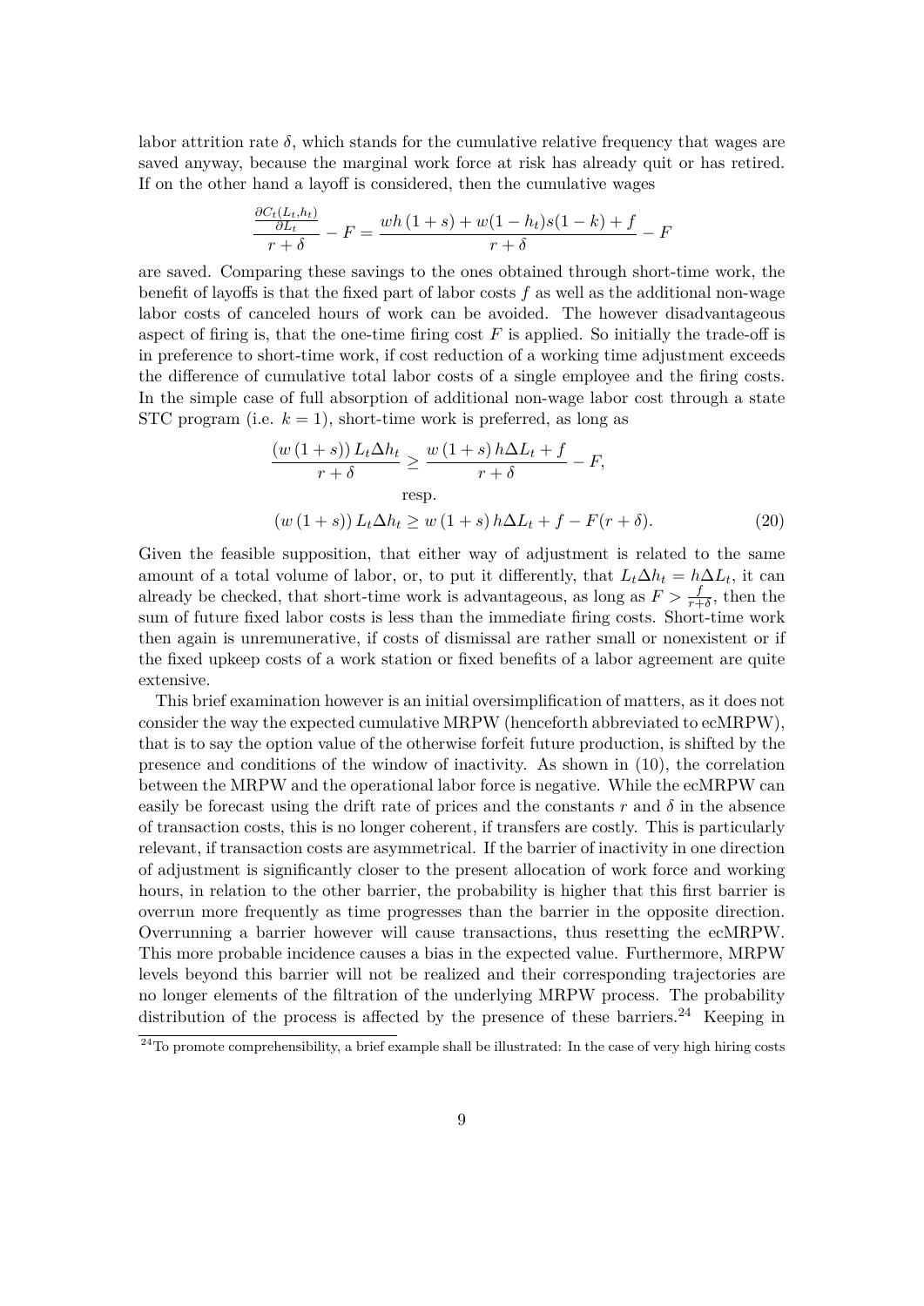labor attrition rate $\delta$, which stands for the cumulative relative frequency that wages are saved anyway, because the marginal work force at risk has already quit or has retired. If on the other hand a layoff is considered, then the cumulative wages

$$\frac{\frac{\partial C_t(L_t,h_t)}{\partial L_t}}{r+\delta} - F = \frac{wh\,(1+s) + w(1-h_t)s(1-k) + f}{r+\delta} - F$$

are saved. Comparing these savings to the ones obtained through short-time work, the benefit of layoffs is that the fixed part of labor costs $f$ as well as the additional non-wage labor costs of canceled hours of work can be avoided. The however disadvantageous aspect of firing is, that the one-time firing cost $F$ is applied. So initially the trade-off is in preference to short-time work, if cost reduction of a working time adjustment exceeds the difference of cumulative total labor costs of a single employee and the firing costs. In the simple case of full absorption of additional non-wage labor cost through a state STC program (i.e. $k=1$), short-time work is preferred, as long as

$$\frac{(w\,(1+s))\,L_t\Delta h_t}{r+\delta} \geq \frac{w\,(1+s)\,h\Delta L_t + f}{r+\delta} - F,$$

resp.

$$(w\,(1+s))\,L_t\Delta h_t \geq w\,(1+s)\,h\Delta L_t + f - F(r+\delta). \tag{20}$$

Given the feasible supposition, that either way of adjustment is related to the same amount of a total volume of labor, or, to put it differently, that $L_t\Delta h_t = h\Delta L_t$, it can already be checked, that short-time work is advantageous, as long as $F > \frac{f}{r+\delta}$, then the sum of future fixed labor costs is less than the immediate firing costs. Short-time work then again is unremunerative, if costs of dismissal are rather small or nonexistent or if the fixed upkeep costs of a work station or fixed benefits of a labor agreement are quite extensive.

This brief examination however is an initial oversimplification of matters, as it does not consider the way the expected cumulative MRPW (henceforth abbreviated to ecMRPW), that is to say the option value of the otherwise forfeit future production, is shifted by the presence and conditions of the window of inactivity. As shown in (10), the correlation between the MRPW and the operational labor force is negative. While the ecMRPW can easily be forecast using the drift rate of prices and the constants $r$ and $\delta$ in the absence of transaction costs, this is no longer coherent, if transfers are costly. This is particularly relevant, if transaction costs are asymmetrical. If the barrier of inactivity in one direction of adjustment is significantly closer to the present allocation of work force and working hours, in relation to the other barrier, the probability is higher that this first barrier is overrun more frequently as time progresses than the barrier in the opposite direction. Overrunning a barrier however will cause transactions, thus resetting the ecMRPW. This more probable incidence causes a bias in the expected value. Furthermore, MRPW levels beyond this barrier will not be realized and their corresponding trajectories are no longer elements of the filtration of the underlying MRPW process. The probability distribution of the process is affected by the presence of these barriers.[24] Keeping in

[24] To promote comprehensibility, a brief example shall be illustrated: In the case of very high hiring costs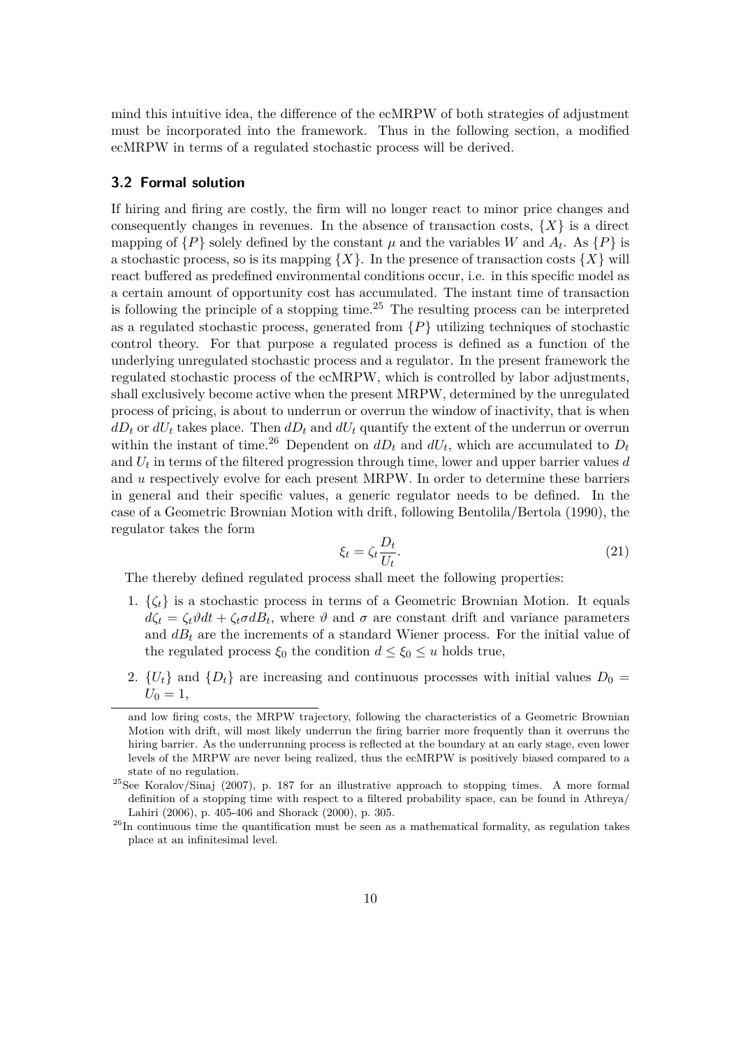mind this intuitive idea, the difference of the ecMRPW of both strategies of adjustment must be incorporated into the framework. Thus in the following section, a modified ecMRPW in terms of a regulated stochastic process will be derived.

### 3.2 Formal solution

If hiring and firing are costly, the firm will no longer react to minor price changes and consequently changes in revenues. In the absence of transaction costs, $\{X\}$ is a direct mapping of $\{P\}$ solely defined by the constant $\mu$ and the variables $W$ and $A_t$. As $\{P\}$ is a stochastic process, so is its mapping $\{X\}$. In the presence of transaction costs $\{X\}$ will react buffered as predefined environmental conditions occur, i.e. in this specific model as a certain amount of opportunity cost has accumulated. The instant time of transaction is following the principle of a stopping time.[25] The resulting process can be interpreted as a regulated stochastic process, generated from $\{P\}$ utilizing techniques of stochastic control theory. For that purpose a regulated process is defined as a function of the underlying unregulated stochastic process and a regulator. In the present framework the regulated stochastic process of the ecMRPW, which is controlled by labor adjustments, shall exclusively become active when the present MRPW, determined by the unregulated process of pricing, is about to underrun or overrun the window of inactivity, that is when $dD_t$ or $dU_t$ takes place. Then $dD_t$ and $dU_t$ quantify the extent of the underrun or overrun within the instant of time.[26] Dependent on $dD_t$ and $dU_t$, which are accumulated to $D_t$ and $U_t$ in terms of the filtered progression through time, lower and upper barrier values $d$ and $u$ respectively evolve for each present MRPW. In order to determine these barriers in general and their specific values, a generic regulator needs to be defined. In the case of a Geometric Brownian Motion with drift, following Bentolila/Bertola (1990), the regulator takes the form

$$\xi_t = \zeta_t \frac{D_t}{U_t}. \tag{21}$$

The thereby defined regulated process shall meet the following properties:

1. $\{\zeta_t\}$ is a stochastic process in terms of a Geometric Brownian Motion. It equals $d\zeta_t = \zeta_t \vartheta dt + \zeta_t \sigma dB_t$, where $\vartheta$ and $\sigma$ are constant drift and variance parameters and $dB_t$ are the increments of a standard Wiener process. For the initial value of the regulated process $\xi_0$ the condition $d \leq \xi_0 \leq u$ holds true,
2. $\{U_t\}$ and $\{D_t\}$ are increasing and continuous processes with initial values $D_0 = U_0 = 1$,

---

and low firing costs, the MRPW trajectory, following the characteristics of a Geometric Brownian Motion with drift, will most likely underrun the firing barrier more frequently than it overruns the hiring barrier. As the underrunning process is reflected at the boundary at an early stage, even lower levels of the MRPW are never being realized, thus the ecMRPW is positively biased compared to a state of no regulation.

[25] See Koralov/Sinaj (2007), p. 187 for an illustrative approach to stopping times. A more formal definition of a stopping time with respect to a filtered probability space, can be found in Athreya/Lahiri (2006), p. 405-406 and Shorack (2000), p. 305.

[26] In continuous time the quantification must be seen as a mathematical formality, as regulation takes place at an infinitesimal level.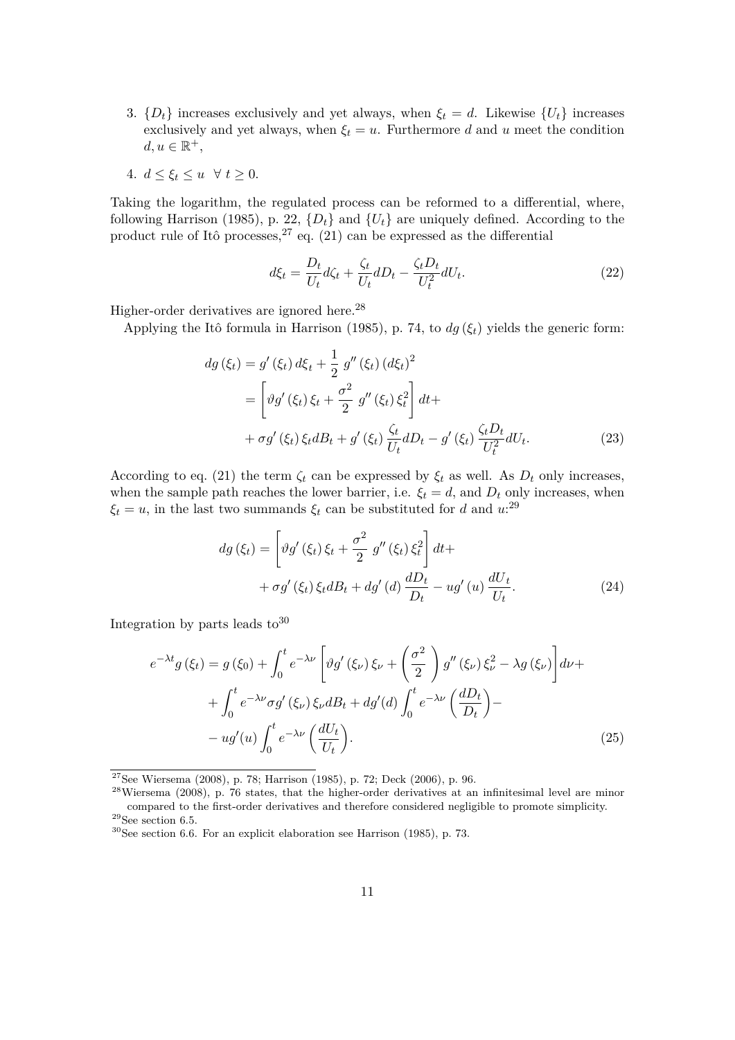3. $\{D_t\}$ increases exclusively and yet always, when $\xi_t = d$. Likewise $\{U_t\}$ increases exclusively and yet always, when $\xi_t = u$. Furthermore $d$ and $u$ meet the condition $d, u \in \mathbb{R}^+$,
4. $d \leq \xi_t \leq u \;\; \forall \; t \geq 0$.

Taking the logarithm, the regulated process can be reformed to a differential, where, following Harrison (1985), p. 22, $\{D_t\}$ and $\{U_t\}$ are uniquely defined. According to the product rule of Itô processes,[27] eq. (21) can be expressed as the differential

$$d\xi_t = \frac{D_t}{U_t} d\zeta_t + \frac{\zeta_t}{U_t} dD_t - \frac{\zeta_t D_t}{U_t^2} dU_t. \tag{22}$$

Higher-order derivatives are ignored here.[28]

Applying the Itô formula in Harrison (1985), p. 74, to $dg(\xi_t)$ yields the generic form:

$$\begin{aligned} dg(\xi_t) &= g'(\xi_t) \, d\xi_t + \frac{1}{2} \, g''(\xi_t) \, (d\xi_t)^2 \\ &= \left[ \vartheta g'(\xi_t) \, \xi_t + \frac{\sigma^2}{2} \, g''(\xi_t) \, \xi_t^2 \right] dt + \\ &+ \sigma g'(\xi_t) \, \xi_t dB_t + g'(\xi_t) \, \frac{\zeta_t}{U_t} dD_t - g'(\xi_t) \, \frac{\zeta_t D_t}{U_t^2} dU_t. \end{aligned} \tag{23}$$

According to eq. (21) the term $\zeta_t$ can be expressed by $\xi_t$ as well. As $D_t$ only increases, when the sample path reaches the lower barrier, i.e. $\xi_t = d$, and $D_t$ only increases, when $\xi_t = u$, in the last two summands $\xi_t$ can be substituted for $d$ and $u$:[29]

$$\begin{aligned} dg(\xi_t) = &\left[ \vartheta g'(\xi_t) \, \xi_t + \frac{\sigma^2}{2} \, g''(\xi_t) \, \xi_t^2 \right] dt + \\ &+ \sigma g'(\xi_t) \, \xi_t dB_t + dg'(d) \, \frac{dD_t}{D_t} - ug'(u) \, \frac{dU_t}{U_t}. \end{aligned} \tag{24}$$

Integration by parts leads to[30]

$$\begin{aligned} e^{-\lambda t} g(\xi_t) = &\; g(\xi_0) + \int_0^t e^{-\lambda \nu} \left[ \vartheta g'(\xi_\nu) \, \xi_\nu + \left( \frac{\sigma^2}{2} \right) g''(\xi_\nu) \, \xi_\nu^2 - \lambda g(\xi_\nu) \right] d\nu + \\ &+ \int_0^t e^{-\lambda \nu} \sigma g'(\xi_\nu) \, \xi_\nu dB_t + dg'(d) \int_0^t e^{-\lambda \nu} \left( \frac{dD_t}{D_t} \right) - \\ &- ug'(u) \int_0^t e^{-\lambda \nu} \left( \frac{dU_t}{U_t} \right). \end{aligned} \tag{25}$$

---

[27] See Wiersema (2008), p. 78; Harrison (1985), p. 72; Deck (2006), p. 96.

[28] Wiersema (2008), p. 76 states, that the higher-order derivatives at an infinitesimal level are minor compared to the first-order derivatives and therefore considered negligible to promote simplicity.

[29] See section 6.5.

[30] See section 6.6. For an explicit elaboration see Harrison (1985), p. 73.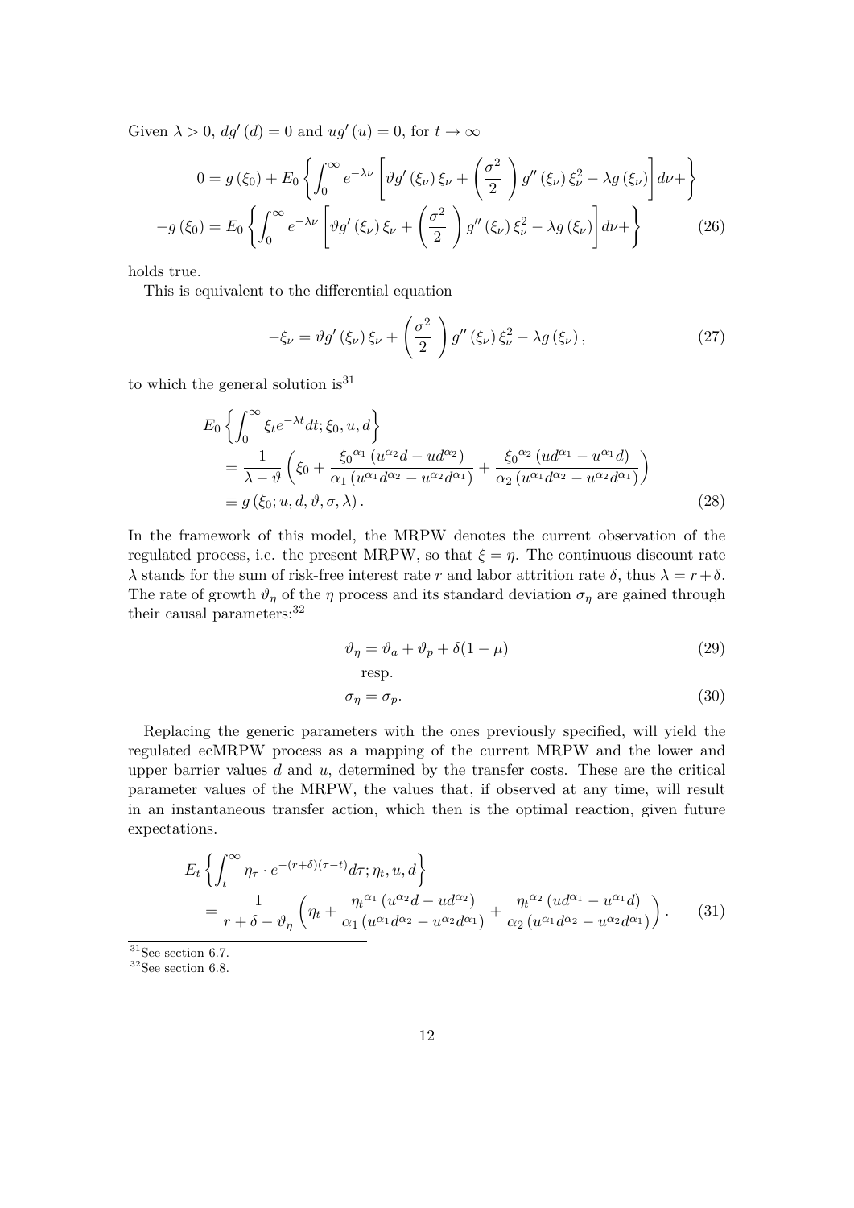Given $\lambda > 0$, $dg'(d) = 0$ and $ug'(u) = 0$, for $t \to \infty$

$$0 = g(\xi_0) + E_0 \left\{ \int_0^\infty e^{-\lambda\nu} \left[ \vartheta g'(\xi_\nu)\xi_\nu + \left(\frac{\sigma^2}{2}\right) g''(\xi_\nu)\xi_\nu^2 - \lambda g(\xi_\nu) \right] d\nu + \right\}$$

$$-g(\xi_0) = E_0 \left\{ \int_0^\infty e^{-\lambda\nu} \left[ \vartheta g'(\xi_\nu)\xi_\nu + \left(\frac{\sigma^2}{2}\right) g''(\xi_\nu)\xi_\nu^2 - \lambda g(\xi_\nu) \right] d\nu + \right\} \tag{26}$$

holds true.

This is equivalent to the differential equation

$$-\xi_\nu = \vartheta g'(\xi_\nu)\xi_\nu + \left(\frac{\sigma^2}{2}\right) g''(\xi_\nu)\xi_\nu^2 - \lambda g(\xi_\nu), \tag{27}$$

to which the general solution is[31]

$$\begin{aligned} &E_0 \left\{ \int_0^\infty \xi_t e^{-\lambda t} dt; \xi_0, u, d \right\} \\ &= \frac{1}{\lambda - \vartheta} \left( \xi_0 + \frac{\xi_0{}^{\alpha_1}(u^{\alpha_2}d - ud^{\alpha_2})}{\alpha_1(u^{\alpha_1}d^{\alpha_2} - u^{\alpha_2}d^{\alpha_1})} + \frac{\xi_0{}^{\alpha_2}(ud^{\alpha_1} - u^{\alpha_1}d)}{\alpha_2(u^{\alpha_1}d^{\alpha_2} - u^{\alpha_2}d^{\alpha_1})} \right) \\ &\equiv g(\xi_0; u, d, \vartheta, \sigma, \lambda). \end{aligned} \tag{28}$$

In the framework of this model, the MRPW denotes the current observation of the regulated process, i.e. the present MRPW, so that $\xi = \eta$. The continuous discount rate $\lambda$ stands for the sum of risk-free interest rate $r$ and labor attrition rate $\delta$, thus $\lambda = r + \delta$. The rate of growth $\vartheta_\eta$ of the $\eta$ process and its standard deviation $\sigma_\eta$ are gained through their causal parameters:[32]

$$\vartheta_\eta = \vartheta_a + \vartheta_p + \delta(1 - \mu) \tag{29}$$

resp.

$$\sigma_\eta = \sigma_p. \tag{30}$$

Replacing the generic parameters with the ones previously specified, will yield the regulated ecMRPW process as a mapping of the current MRPW and the lower and upper barrier values $d$ and $u$, determined by the transfer costs. These are the critical parameter values of the MRPW, the values that, if observed at any time, will result in an instantaneous transfer action, which then is the optimal reaction, given future expectations.

$$\begin{aligned} &E_t \left\{ \int_t^\infty \eta_\tau \cdot e^{-(r+\delta)(\tau - t)} d\tau; \eta_t, u, d \right\} \\ &= \frac{1}{r + \delta - \vartheta_\eta} \left( \eta_t + \frac{\eta_t{}^{\alpha_1}(u^{\alpha_2}d - ud^{\alpha_2})}{\alpha_1(u^{\alpha_1}d^{\alpha_2} - u^{\alpha_2}d^{\alpha_1})} + \frac{\eta_t{}^{\alpha_2}(ud^{\alpha_1} - u^{\alpha_1}d)}{\alpha_2(u^{\alpha_1}d^{\alpha_2} - u^{\alpha_2}d^{\alpha_1})} \right). \end{aligned} \tag{31}$$

[31] See section 6.7.

[32] See section 6.8.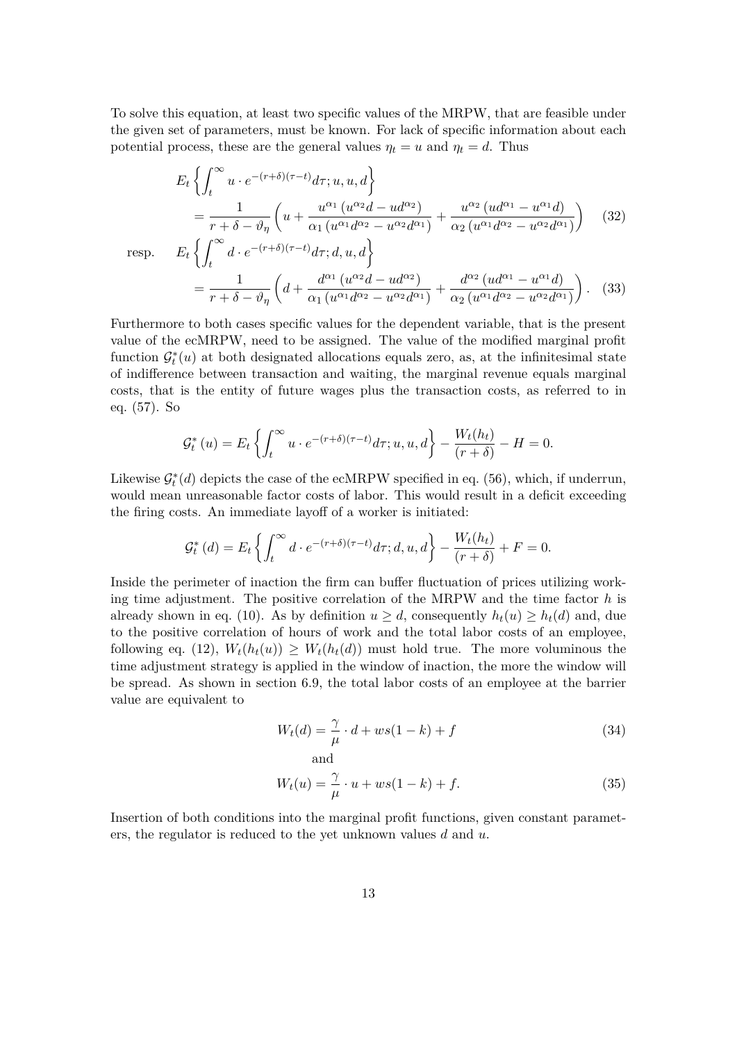To solve this equation, at least two specific values of the MRPW, that are feasible under the given set of parameters, must be known. For lack of specific information about each potential process, these are the general values $\eta_t = u$ and $\eta_t = d$. Thus

$$
\begin{aligned}
& E_t\left\{\int_t^{\infty} u \cdot e^{-(r+\delta)(\tau-t)} d\tau; u, u, d\right\} \\
&\quad = \frac{1}{r+\delta-\vartheta_\eta}\left(u + \frac{u^{\alpha_1}\left(u^{\alpha_2} d - u d^{\alpha_2}\right)}{\alpha_1\left(u^{\alpha_1} d^{\alpha_2} - u^{\alpha_2} d^{\alpha_1}\right)} + \frac{u^{\alpha_2}\left(u d^{\alpha_1} - u^{\alpha_1} d\right)}{\alpha_2\left(u^{\alpha_1} d^{\alpha_2} - u^{\alpha_2} d^{\alpha_1}\right)}\right) \qquad (32)
\end{aligned}
$$

resp.

$$
\begin{aligned}
& E_t\left\{\int_t^{\infty} d \cdot e^{-(r+\delta)(\tau-t)} d\tau; d, u, d\right\} \\
&\quad = \frac{1}{r+\delta-\vartheta_\eta}\left(d + \frac{d^{\alpha_1}\left(u^{\alpha_2} d - u d^{\alpha_2}\right)}{\alpha_1\left(u^{\alpha_1} d^{\alpha_2} - u^{\alpha_2} d^{\alpha_1}\right)} + \frac{d^{\alpha_2}\left(u d^{\alpha_1} - u^{\alpha_1} d\right)}{\alpha_2\left(u^{\alpha_1} d^{\alpha_2} - u^{\alpha_2} d^{\alpha_1}\right)}\right). \qquad (33)
\end{aligned}
$$

Furthermore to both cases specific values for the dependent variable, that is the present value of the ecMRPW, need to be assigned. The value of the modified marginal profit function $\mathcal{G}_t^*(u)$ at both designated allocations equals zero, as, at the infinitesimal state of indifference between transaction and waiting, the marginal revenue equals marginal costs, that is the entity of future wages plus the transaction costs, as referred to in eq. (57). So

$$
\mathcal{G}_t^*(u) = E_t\left\{\int_t^{\infty} u \cdot e^{-(r+\delta)(\tau-t)} d\tau; u, u, d\right\} - \frac{W_t(h_t)}{(r+\delta)} - H = 0.
$$

Likewise $\mathcal{G}_t^*(d)$ depicts the case of the ecMRPW specified in eq. (56), which, if underrun, would mean unreasonable factor costs of labor. This would result in a deficit exceeding the firing costs. An immediate layoff of a worker is initiated:

$$
\mathcal{G}_t^*(d) = E_t\left\{\int_t^{\infty} d \cdot e^{-(r+\delta)(\tau-t)} d\tau; d, u, d\right\} - \frac{W_t(h_t)}{(r+\delta)} + F = 0.
$$

Inside the perimeter of inaction the firm can buffer fluctuation of prices utilizing working time adjustment. The positive correlation of the MRPW and the time factor $h$ is already shown in eq. (10). As by definition $u \geq d$, consequently $h_t(u) \geq h_t(d)$ and, due to the positive correlation of hours of work and the total labor costs of an employee, following eq. (12), $W_t(h_t(u)) \geq W_t(h_t(d))$ must hold true. The more voluminous the time adjustment strategy is applied in the window of inaction, the more the window will be spread. As shown in section 6.9, the total labor costs of an employee at the barrier value are equivalent to

$$
W_t(d) = \frac{\gamma}{\mu} \cdot d + ws(1-k) + f \qquad (34)
$$

and

$$
W_t(u) = \frac{\gamma}{\mu} \cdot u + ws(1-k) + f. \qquad (35)
$$

Insertion of both conditions into the marginal profit functions, given constant parameters, the regulator is reduced to the yet unknown values $d$ and $u$.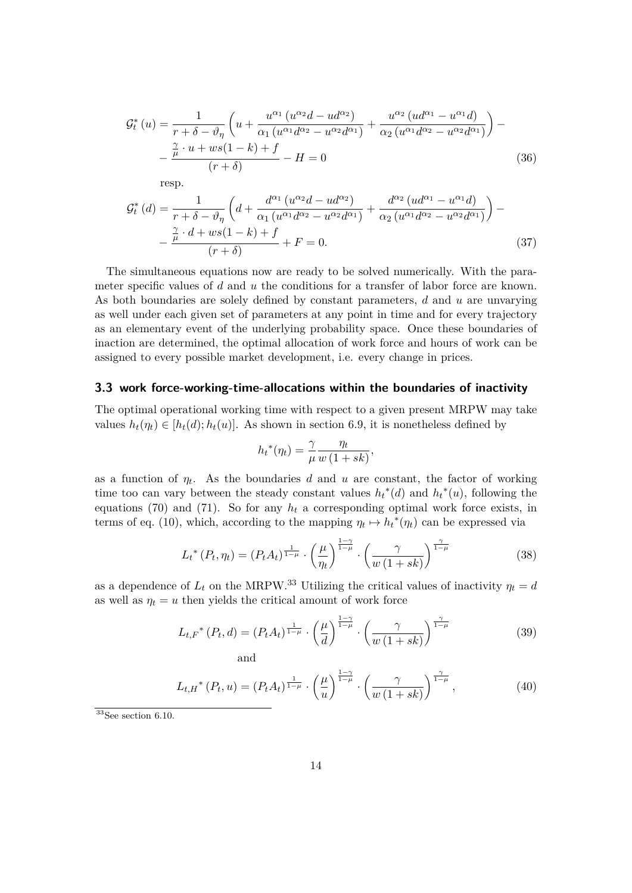$$\mathcal{G}_t^*(u) = \frac{1}{r+\delta-\vartheta_\eta}\left(u + \frac{u^{\alpha_1}\left(u^{\alpha_2}d - ud^{\alpha_2}\right)}{\alpha_1\left(u^{\alpha_1}d^{\alpha_2} - u^{\alpha_2}d^{\alpha_1}\right)} + \frac{u^{\alpha_2}\left(ud^{\alpha_1} - u^{\alpha_1}d\right)}{\alpha_2\left(u^{\alpha_1}d^{\alpha_2} - u^{\alpha_2}d^{\alpha_1}\right)}\right) - \\ - \frac{\frac{\gamma}{\mu}\cdot u + ws(1-k) + f}{(r+\delta)} - H = 0 \tag{36}$$

resp.

$$\mathcal{G}_t^*(d) = \frac{1}{r+\delta-\vartheta_\eta}\left(d + \frac{d^{\alpha_1}\left(u^{\alpha_2}d - ud^{\alpha_2}\right)}{\alpha_1\left(u^{\alpha_1}d^{\alpha_2} - u^{\alpha_2}d^{\alpha_1}\right)} + \frac{d^{\alpha_2}\left(ud^{\alpha_1} - u^{\alpha_1}d\right)}{\alpha_2\left(u^{\alpha_1}d^{\alpha_2} - u^{\alpha_2}d^{\alpha_1}\right)}\right) - \\ - \frac{\frac{\gamma}{\mu}\cdot d + ws(1-k) + f}{(r+\delta)} + F = 0. \tag{37}$$

The simultaneous equations now are ready to be solved numerically. With the parameter specific values of $d$ and $u$ the conditions for a transfer of labor force are known. As both boundaries are solely defined by constant parameters, $d$ and $u$ are unvarying as well under each given set of parameters at any point in time and for every trajectory as an elementary event of the underlying probability space. Once these boundaries of inaction are determined, the optimal allocation of work force and hours of work can be assigned to every possible market development, i.e. every change in prices.

### 3.3 work force-working-time-allocations within the boundaries of inactivity

The optimal operational working time with respect to a given present MRPW may take values $h_t(\eta_t) \in [h_t(d); h_t(u)]$. As shown in section 6.9, it is nonetheless defined by

$$h_t^*(\eta_t) = \frac{\gamma}{\mu}\frac{\eta_t}{w\,(1+sk)},$$

as a function of $\eta_t$. As the boundaries $d$ and $u$ are constant, the factor of working time too can vary between the steady constant values $h_t^*(d)$ and $h_t^*(u)$, following the equations (70) and (71). So for any $h_t$ a corresponding optimal work force exists, in terms of eq. (10), which, according to the mapping $\eta_t \mapsto h_t^*(\eta_t)$ can be expressed via

$$L_t^*(P_t, \eta_t) = (P_t A_t)^{\frac{1}{1-\mu}} \cdot \left(\frac{\mu}{\eta_t}\right)^{\frac{1-\gamma}{1-\mu}} \cdot \left(\frac{\gamma}{w\,(1+sk)}\right)^{\frac{\gamma}{1-\mu}} \tag{38}$$

as a dependence of $L_t$ on the MRPW.[33] Utilizing the critical values of inactivity $\eta_t = d$ as well as $\eta_t = u$ then yields the critical amount of work force

$$L_{t,F}^*(P_t, d) = (P_t A_t)^{\frac{1}{1-\mu}} \cdot \left(\frac{\mu}{d}\right)^{\frac{1-\gamma}{1-\mu}} \cdot \left(\frac{\gamma}{w\,(1+sk)}\right)^{\frac{\gamma}{1-\mu}} \tag{39}$$

and

$$L_{t,H}^*(P_t, u) = (P_t A_t)^{\frac{1}{1-\mu}} \cdot \left(\frac{\mu}{u}\right)^{\frac{1-\gamma}{1-\mu}} \cdot \left(\frac{\gamma}{w\,(1+sk)}\right)^{\frac{\gamma}{1-\mu}}, \tag{40}$$

[33] See section 6.10.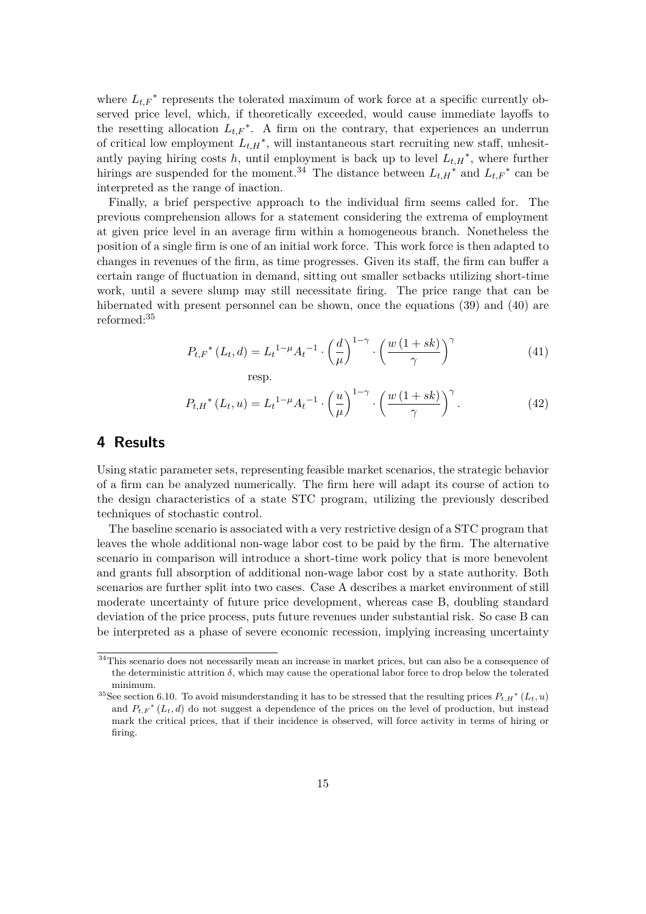where ${L_{t,F}}^*$ represents the tolerated maximum of work force at a specific currently observed price level, which, if theoretically exceeded, would cause immediate layoffs to the resetting allocation ${L_{t,F}}^*$. A firm on the contrary, that experiences an underrun of critical low employment ${L_{t,H}}^*$, will instantaneous start recruiting new staff, unhesitantly paying hiring costs $h$, until employment is back up to level ${L_{t,H}}^*$, where further hirings are suspended for the moment.[34] The distance between ${L_{t,H}}^*$ and ${L_{t,F}}^*$ can be interpreted as the range of inaction.

Finally, a brief perspective approach to the individual firm seems called for. The previous comprehension allows for a statement considering the extrema of employment at given price level in an average firm within a homogeneous branch. Nonetheless the position of a single firm is one of an initial work force. This work force is then adapted to changes in revenues of the firm, as time progresses. Given its staff, the firm can buffer a certain range of fluctuation in demand, sitting out smaller setbacks utilizing short-time work, until a severe slump may still necessitate firing. The price range that can be hibernated with present personnel can be shown, once the equations (39) and (40) are reformed:[35]

$$P_{t,F}{}^*(L_t, d) = {L_t}^{1-\mu}{A_t}^{-1} \cdot \left(\frac{d}{\mu}\right)^{1-\gamma} \cdot \left(\frac{w(1+sk)}{\gamma}\right)^{\gamma} \tag{41}$$

resp.

$$P_{t,H}{}^*(L_t, u) = {L_t}^{1-\mu}{A_t}^{-1} \cdot \left(\frac{u}{\mu}\right)^{1-\gamma} \cdot \left(\frac{w(1+sk)}{\gamma}\right)^{\gamma}. \tag{42}$$

# 4 Results

Using static parameter sets, representing feasible market scenarios, the strategic behavior of a firm can be analyzed numerically. The firm here will adapt its course of action to the design characteristics of a state STC program, utilizing the previously described techniques of stochastic control.

The baseline scenario is associated with a very restrictive design of a STC program that leaves the whole additional non-wage labor cost to be paid by the firm. The alternative scenario in comparison will introduce a short-time work policy that is more benevolent and grants full absorption of additional non-wage labor cost by a state authority. Both scenarios are further split into two cases. Case A describes a market environment of still moderate uncertainty of future price development, whereas case B, doubling standard deviation of the price process, puts future revenues under substantial risk. So case B can be interpreted as a phase of severe economic recession, implying increasing uncertainty

[34] This scenario does not necessarily mean an increase in market prices, but can also be a consequence of the deterministic attrition $\delta$, which may cause the operational labor force to drop below the tolerated minimum.

[35] See section 6.10. To avoid misunderstanding it has to be stressed that the resulting prices $P_{t,H}{}^*(L_t, u)$ and $P_{t,F}{}^*(L_t, d)$ do not suggest a dependence of the prices on the level of production, but instead mark the critical prices, that if their incidence is observed, will force activity in terms of hiring or firing.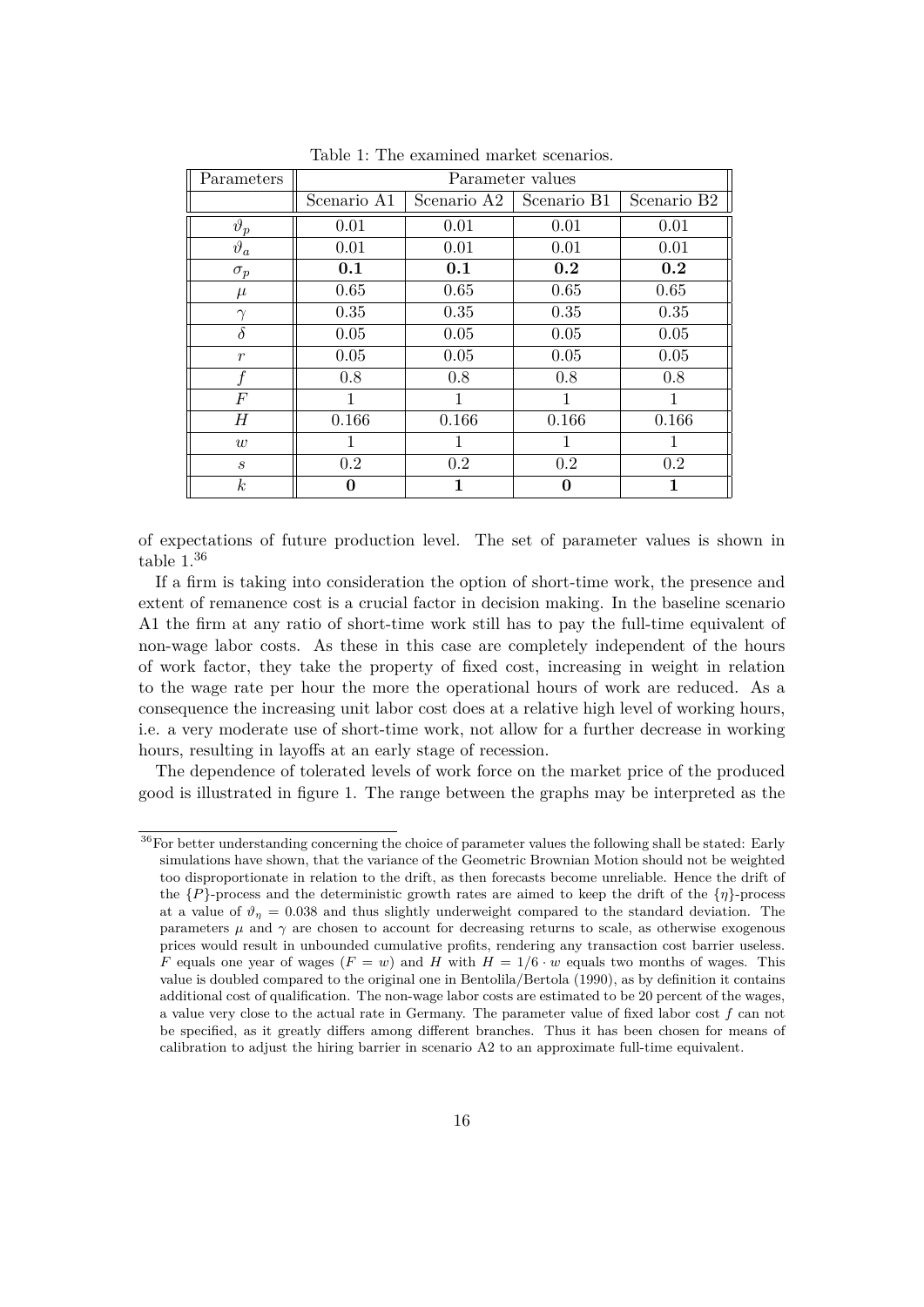Table 1: The examined market scenarios.

| Parameters | Parameter values | | | |
|---|---|---|---|---|
| | Scenario A1 | Scenario A2 | Scenario B1 | Scenario B2 |
| $\vartheta_p$ | 0.01 | 0.01 | 0.01 | 0.01 |
| $\vartheta_a$ | 0.01 | 0.01 | 0.01 | 0.01 |
| $\sigma_p$ | **0.1** | **0.1** | **0.2** | **0.2** |
| $\mu$ | 0.65 | 0.65 | 0.65 | 0.65 |
| $\gamma$ | 0.35 | 0.35 | 0.35 | 0.35 |
| $\delta$ | 0.05 | 0.05 | 0.05 | 0.05 |
| $r$ | 0.05 | 0.05 | 0.05 | 0.05 |
| $f$ | 0.8 | 0.8 | 0.8 | 0.8 |
| $F$ | 1 | 1 | 1 | 1 |
| $H$ | 0.166 | 0.166 | 0.166 | 0.166 |
| $w$ | 1 | 1 | 1 | 1 |
| $s$ | 0.2 | 0.2 | 0.2 | 0.2 |
| $k$ | **0** | **1** | **0** | **1** |

of expectations of future production level. The set of parameter values is shown in table 1.[36]

If a firm is taking into consideration the option of short-time work, the presence and extent of remanence cost is a crucial factor in decision making. In the baseline scenario A1 the firm at any ratio of short-time work still has to pay the full-time equivalent of non-wage labor costs. As these in this case are completely independent of the hours of work factor, they take the property of fixed cost, increasing in weight in relation to the wage rate per hour the more the operational hours of work are reduced. As a consequence the increasing unit labor cost does at a relative high level of working hours, i.e. a very moderate use of short-time work, not allow for a further decrease in working hours, resulting in layoffs at an early stage of recession.

The dependence of tolerated levels of work force on the market price of the produced good is illustrated in figure 1. The range between the graphs may be interpreted as the

[36] For better understanding concerning the choice of parameter values the following shall be stated: Early simulations have shown, that the variance of the Geometric Brownian Motion should not be weighted too disproportionate in relation to the drift, as then forecasts become unreliable. Hence the drift of the $\{P\}$-process and the deterministic growth rates are aimed to keep the drift of the $\{\eta\}$-process at a value of $\vartheta_\eta = 0.038$ and thus slightly underweight compared to the standard deviation. The parameters $\mu$ and $\gamma$ are chosen to account for decreasing returns to scale, as otherwise exogenous prices would result in unbounded cumulative profits, rendering any transaction cost barrier useless. $F$ equals one year of wages ($F = w$) and $H$ with $H = 1/6 \cdot w$ equals two months of wages. This value is doubled compared to the original one in Bentolila/Bertola (1990), as by definition it contains additional cost of qualification. The non-wage labor costs are estimated to be 20 percent of the wages, a value very close to the actual rate in Germany. The parameter value of fixed labor cost $f$ can not be specified, as it greatly differs among different branches. Thus it has been chosen for means of calibration to adjust the hiring barrier in scenario A2 to an approximate full-time equivalent.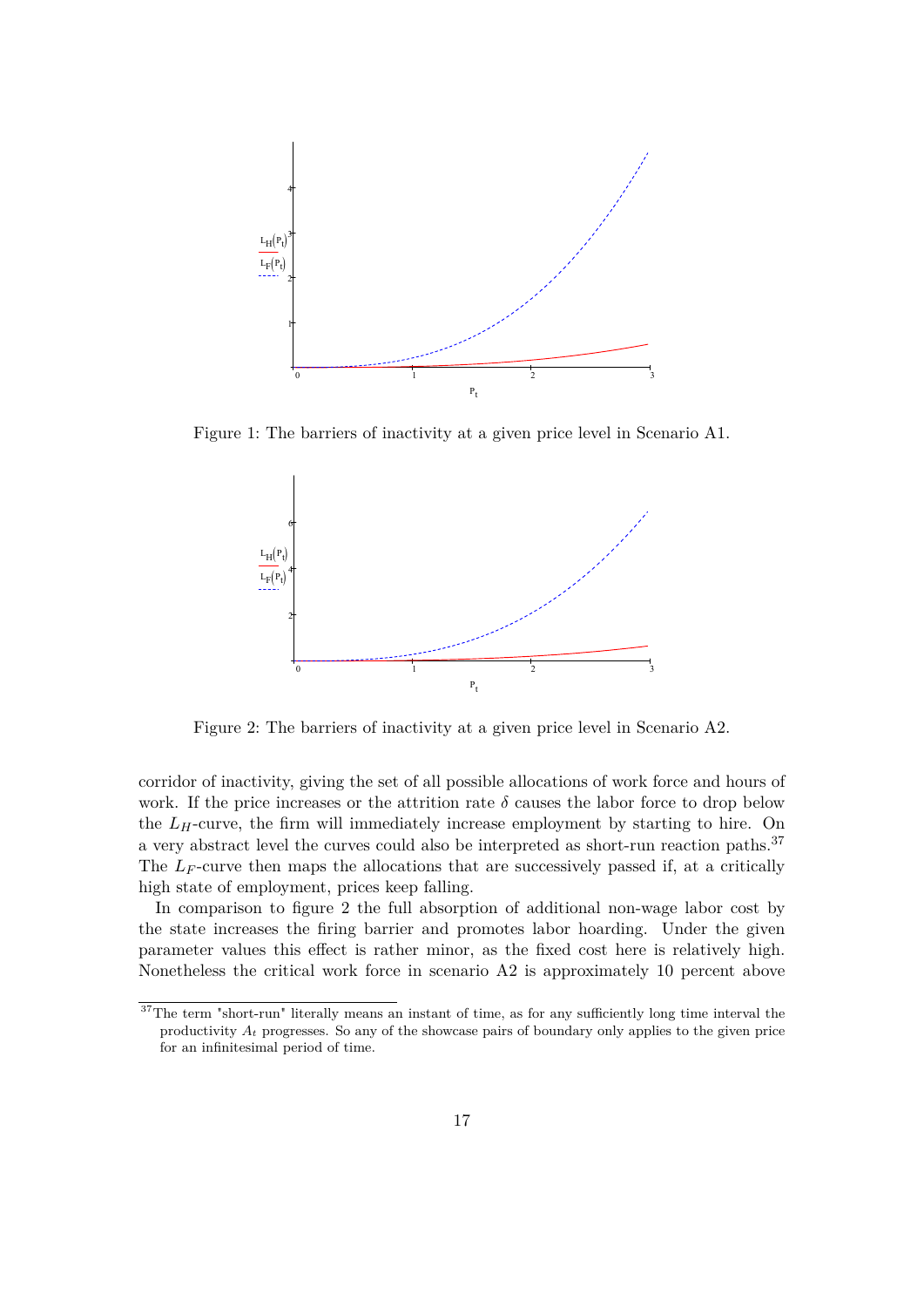Figure 1: The barriers of inactivity at a given price level in Scenario A1.

Figure 2: The barriers of inactivity at a given price level in Scenario A2.

corridor of inactivity, giving the set of all possible allocations of work force and hours of work. If the price increases or the attrition rate $\delta$ causes the labor force to drop below the $L_H$-curve, the firm will immediately increase employment by starting to hire. On a very abstract level the curves could also be interpreted as short-run reaction paths.[37] The $L_F$-curve then maps the allocations that are successively passed if, at a critically high state of employment, prices keep falling.

In comparison to figure 2 the full absorption of additional non-wage labor cost by the state increases the firing barrier and promotes labor hoarding. Under the given parameter values this effect is rather minor, as the fixed cost here is relatively high. Nonetheless the critical work force in scenario A2 is approximately 10 percent above

[37] The term "short-run" literally means an instant of time, as for any sufficiently long time interval the productivity $A_t$ progresses. So any of the showcase pairs of boundary only applies to the given price for an infinitesimal period of time.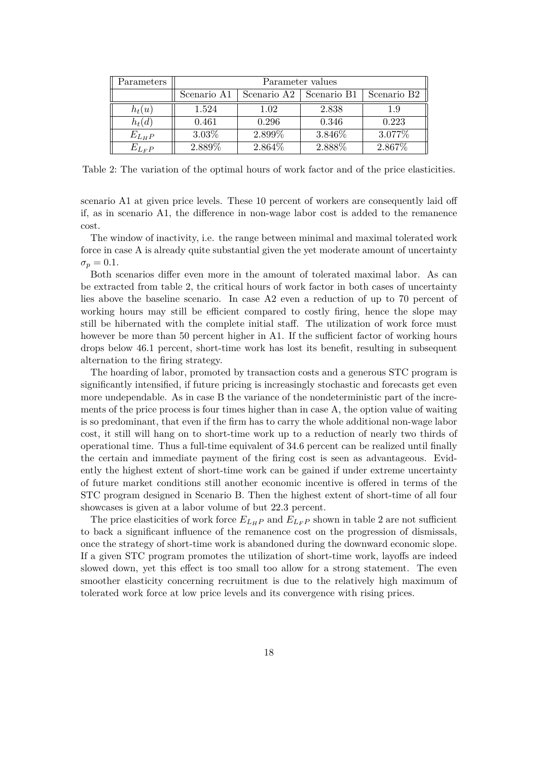| Parameters | Parameter values | | | |
|---|---|---|---|---|
| | Scenario A1 | Scenario A2 | Scenario B1 | Scenario B2 |
| $h_t(u)$ | 1.524 | 1.02 | 2.838 | 1.9 |
| $h_t(d)$ | 0.461 | 0.296 | 0.346 | 0.223 |
| $E_{L_H P}$ | 3.03% | 2.899% | 3.846% | 3.077% |
| $E_{L_F P}$ | 2.889% | 2.864% | 2.888% | 2.867% |

Table 2: The variation of the optimal hours of work factor and of the price elasticities.

scenario A1 at given price levels. These 10 percent of workers are consequently laid off if, as in scenario A1, the difference in non-wage labor cost is added to the remanence cost.

The window of inactivity, i.e. the range between minimal and maximal tolerated work force in case A is already quite substantial given the yet moderate amount of uncertainty $\sigma_p = 0.1$.

Both scenarios differ even more in the amount of tolerated maximal labor. As can be extracted from table 2, the critical hours of work factor in both cases of uncertainty lies above the baseline scenario. In case A2 even a reduction of up to 70 percent of working hours may still be efficient compared to costly firing, hence the slope may still be hibernated with the complete initial staff. The utilization of work force must however be more than 50 percent higher in A1. If the sufficient factor of working hours drops below 46.1 percent, short-time work has lost its benefit, resulting in subsequent alternation to the firing strategy.

The hoarding of labor, promoted by transaction costs and a generous STC program is significantly intensified, if future pricing is increasingly stochastic and forecasts get even more undependable. As in case B the variance of the nondeterministic part of the increments of the price process is four times higher than in case A, the option value of waiting is so predominant, that even if the firm has to carry the whole additional non-wage labor cost, it still will hang on to short-time work up to a reduction of nearly two thirds of operational time. Thus a full-time equivalent of 34.6 percent can be realized until finally the certain and immediate payment of the firing cost is seen as advantageous. Evidently the highest extent of short-time work can be gained if under extreme uncertainty of future market conditions still another economic incentive is offered in terms of the STC program designed in Scenario B. Then the highest extent of short-time of all four showcases is given at a labor volume of but 22.3 percent.

The price elasticities of work force $E_{L_H P}$ and $E_{L_F P}$ shown in table 2 are not sufficient to back a significant influence of the remanence cost on the progression of dismissals, once the strategy of short-time work is abandoned during the downward economic slope. If a given STC program promotes the utilization of short-time work, layoffs are indeed slowed down, yet this effect is too small too allow for a strong statement. The even smoother elasticity concerning recruitment is due to the relatively high maximum of tolerated work force at low price levels and its convergence with rising prices.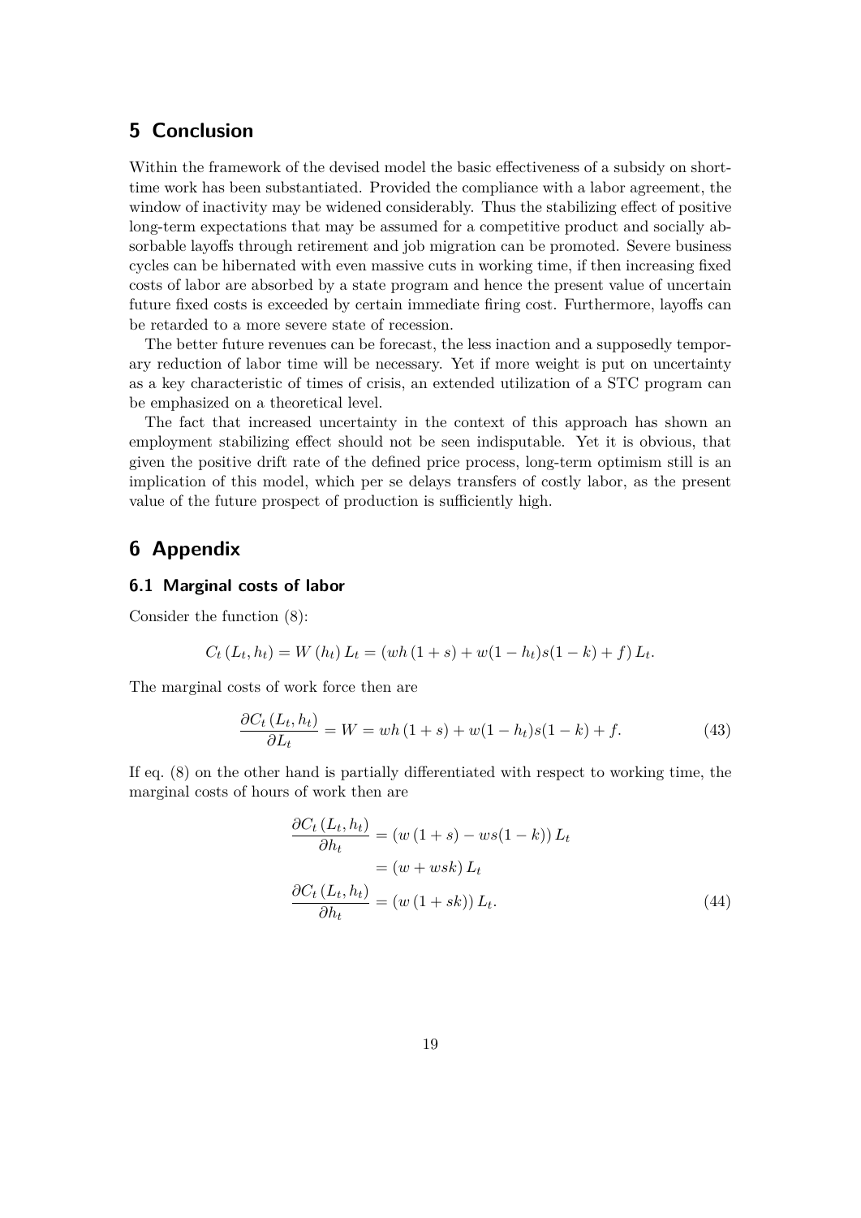## 5 Conclusion

Within the framework of the devised model the basic effectiveness of a subsidy on short-time work has been substantiated. Provided the compliance with a labor agreement, the window of inactivity may be widened considerably. Thus the stabilizing effect of positive long-term expectations that may be assumed for a competitive product and socially absorbable layoffs through retirement and job migration can be promoted. Severe business cycles can be hibernated with even massive cuts in working time, if then increasing fixed costs of labor are absorbed by a state program and hence the present value of uncertain future fixed costs is exceeded by certain immediate firing cost. Furthermore, layoffs can be retarded to a more severe state of recession.

The better future revenues can be forecast, the less inaction and a supposedly temporary reduction of labor time will be necessary. Yet if more weight is put on uncertainty as a key characteristic of times of crisis, an extended utilization of a STC program can be emphasized on a theoretical level.

The fact that increased uncertainty in the context of this approach has shown an employment stabilizing effect should not be seen indisputable. Yet it is obvious, that given the positive drift rate of the defined price process, long-term optimism still is an implication of this model, which per se delays transfers of costly labor, as the present value of the future prospect of production is sufficiently high.

## 6 Appendix

### 6.1 Marginal costs of labor

Consider the function (8):

$$C_t(L_t, h_t) = W(h_t) L_t = (wh(1+s) + w(1-h_t)s(1-k) + f) L_t.$$

The marginal costs of work force then are

$$\frac{\partial C_t(L_t, h_t)}{\partial L_t} = W = wh(1+s) + w(1-h_t)s(1-k) + f. \tag{43}$$

If eq. (8) on the other hand is partially differentiated with respect to working time, the marginal costs of hours of work then are

$$\begin{aligned}
\frac{\partial C_t(L_t, h_t)}{\partial h_t} &= (w(1+s) - ws(1-k)) L_t \\
&= (w + wsk) L_t \\
\frac{\partial C_t(L_t, h_t)}{\partial h_t} &= (w(1+sk)) L_t.
\end{aligned} \tag{44}$$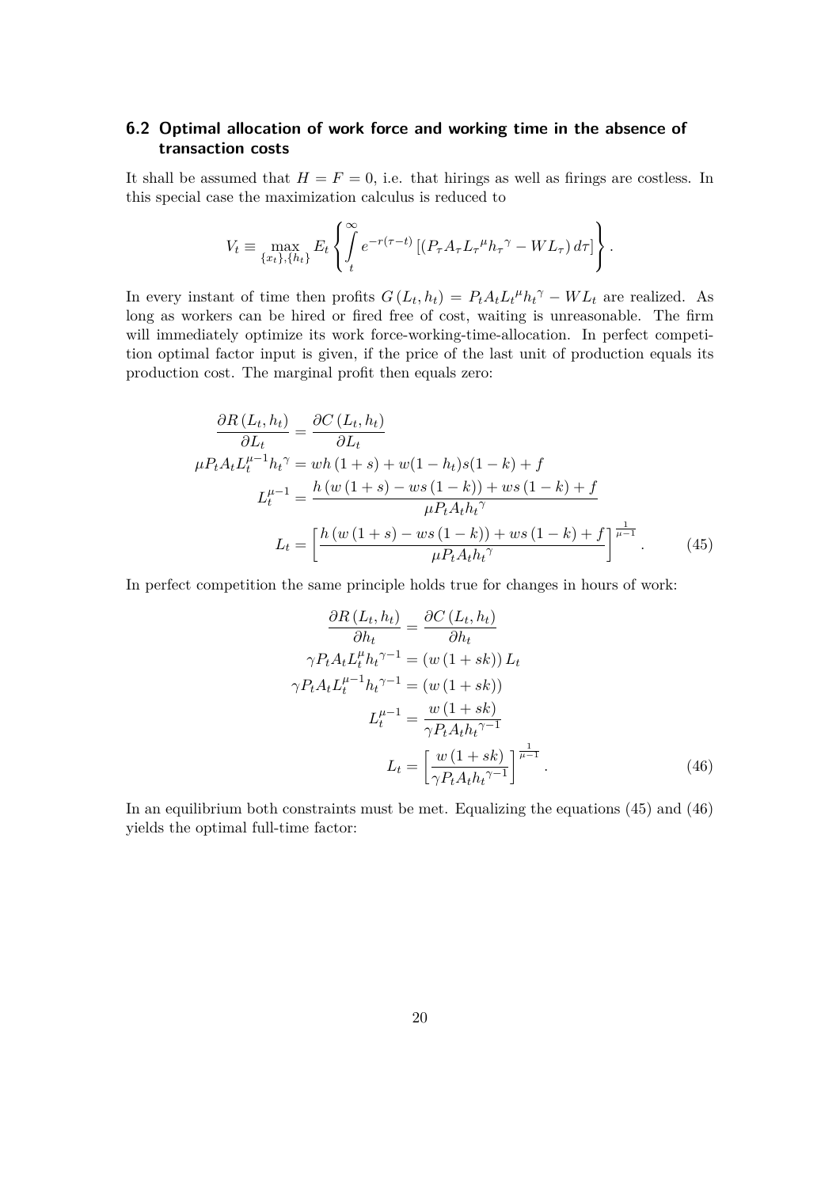## 6.2 Optimal allocation of work force and working time in the absence of transaction costs

It shall be assumed that $H = F = 0$, i.e. that hirings as well as firings are costless. In this special case the maximization calculus is reduced to

$$V_t \equiv \max_{\{x_t\},\{h_t\}} E_t \left\{ \int_t^{\infty} e^{-r(\tau - t)} \left[ \left( P_\tau A_\tau {L_\tau}^{\mu} {h_\tau}^{\gamma} - W L_\tau \right) d\tau \right] \right\}.$$

In every instant of time then profits $G(L_t, h_t) = P_t A_t {L_t}^{\mu} {h_t}^{\gamma} - W L_t$ are realized. As long as workers can be hired or fired free of cost, waiting is unreasonable. The firm will immediately optimize its work force-working-time-allocation. In perfect competition optimal factor input is given, if the price of the last unit of production equals its production cost. The marginal profit then equals zero:

$$\begin{aligned}
\frac{\partial R(L_t, h_t)}{\partial L_t} &= \frac{\partial C(L_t, h_t)}{\partial L_t} \\
\mu P_t A_t L_t^{\mu - 1} {h_t}^{\gamma} &= wh(1+s) + w(1-h_t)s(1-k) + f \\
L_t^{\mu - 1} &= \frac{h\left(w(1+s) - ws(1-k)\right) + ws(1-k) + f}{\mu P_t A_t {h_t}^{\gamma}} \\
L_t &= \left[ \frac{h\left(w(1+s) - ws(1-k)\right) + ws(1-k) + f}{\mu P_t A_t {h_t}^{\gamma}} \right]^{\frac{1}{\mu - 1}}. \qquad (45)
\end{aligned}$$

In perfect competition the same principle holds true for changes in hours of work:

$$\begin{aligned}
\frac{\partial R(L_t, h_t)}{\partial h_t} &= \frac{\partial C(L_t, h_t)}{\partial h_t} \\
\gamma P_t A_t L_t^{\mu} {h_t}^{\gamma - 1} &= \left(w(1+sk)\right) L_t \\
\gamma P_t A_t L_t^{\mu - 1} {h_t}^{\gamma - 1} &= \left(w(1+sk)\right) \\
L_t^{\mu - 1} &= \frac{w(1+sk)}{\gamma P_t A_t {h_t}^{\gamma - 1}} \\
L_t &= \left[ \frac{w(1+sk)}{\gamma P_t A_t {h_t}^{\gamma - 1}} \right]^{\frac{1}{\mu - 1}}. \qquad (46)
\end{aligned}$$

In an equilibrium both constraints must be met. Equalizing the equations (45) and (46) yields the optimal full-time factor: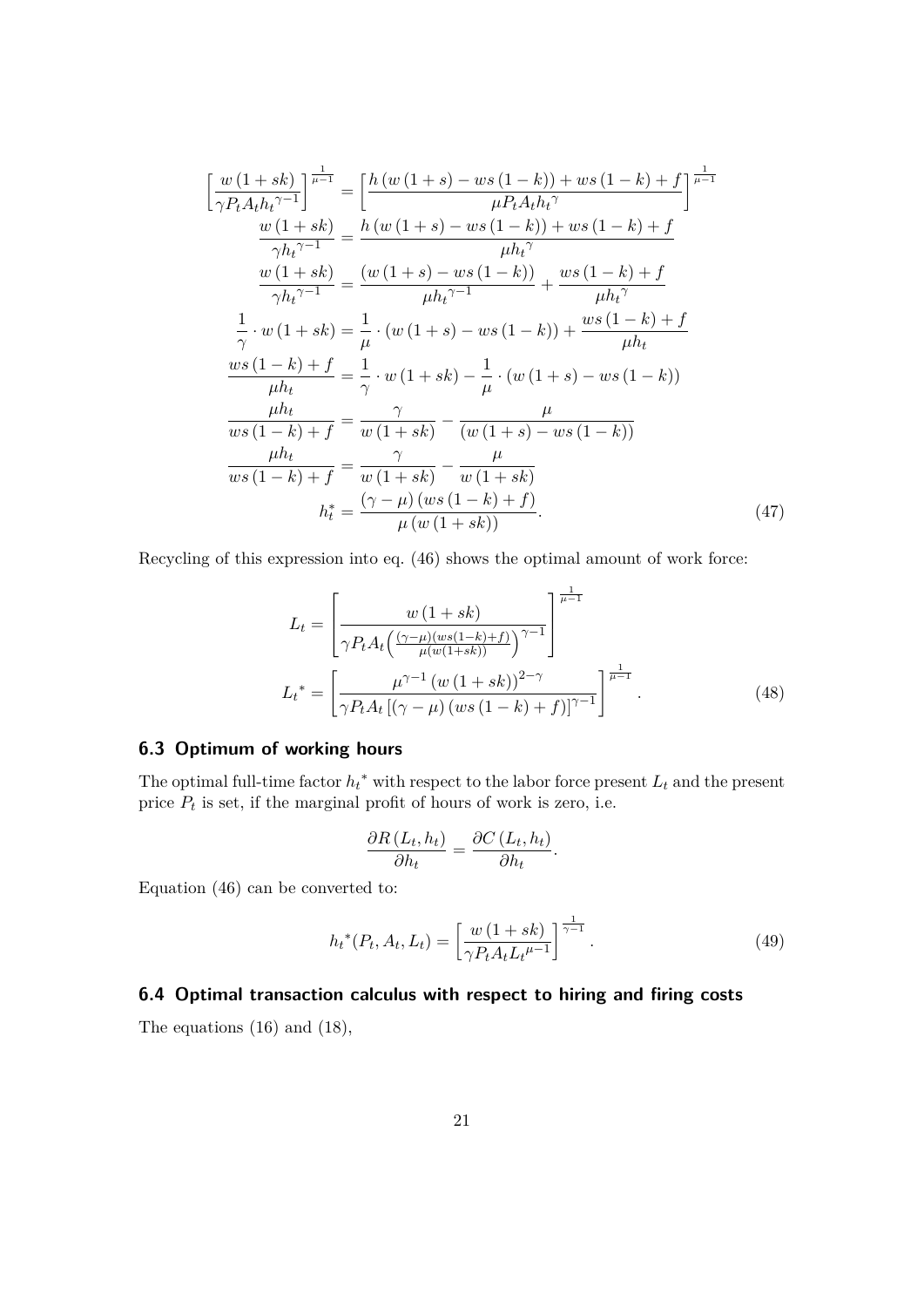$$
\begin{aligned}
\left[\frac{w\left(1+sk\right)}{\gamma P_t A_t {h_t}^{\gamma-1}}\right]^{\frac{1}{\mu-1}} &= \left[\frac{h\left(w\left(1+s\right)-ws\left(1-k\right)\right)+ws\left(1-k\right)+f}{\mu P_t A_t {h_t}^{\gamma}}\right]^{\frac{1}{\mu-1}} \\
\frac{w\left(1+sk\right)}{\gamma {h_t}^{\gamma-1}} &= \frac{h\left(w\left(1+s\right)-ws\left(1-k\right)\right)+ws\left(1-k\right)+f}{\mu {h_t}^{\gamma}} \\
\frac{w\left(1+sk\right)}{\gamma {h_t}^{\gamma-1}} &= \frac{\left(w\left(1+s\right)-ws\left(1-k\right)\right)}{\mu {h_t}^{\gamma-1}} + \frac{ws\left(1-k\right)+f}{\mu {h_t}^{\gamma}} \\
\frac{1}{\gamma}\cdot w\left(1+sk\right) &= \frac{1}{\mu}\cdot\left(w\left(1+s\right)-ws\left(1-k\right)\right)+\frac{ws\left(1-k\right)+f}{\mu h_t} \\
\frac{ws\left(1-k\right)+f}{\mu h_t} &= \frac{1}{\gamma}\cdot w\left(1+sk\right)-\frac{1}{\mu}\cdot\left(w\left(1+s\right)-ws\left(1-k\right)\right) \\
\frac{\mu h_t}{ws\left(1-k\right)+f} &= \frac{\gamma}{w\left(1+sk\right)}-\frac{\mu}{\left(w\left(1+s\right)-ws\left(1-k\right)\right)} \\
\frac{\mu h_t}{ws\left(1-k\right)+f} &= \frac{\gamma}{w\left(1+sk\right)}-\frac{\mu}{w\left(1+sk\right)} \\
h_t^* &= \frac{\left(\gamma-\mu\right)\left(ws\left(1-k\right)+f\right)}{\mu\left(w\left(1+sk\right)\right)}.
\end{aligned} \tag{47}
$$

Recycling of this expression into eq. (46) shows the optimal amount of work force:

$$
\begin{aligned}
L_t &= \left[\frac{w\left(1+sk\right)}{\gamma P_t A_t \left(\frac{\left(\gamma-\mu\right)\left(ws\left(1-k\right)+f\right)}{\mu\left(w\left(1+sk\right)\right)}\right)^{\gamma-1}}\right]^{\frac{1}{\mu-1}} \\
{L_t}^* &= \left[\frac{\mu^{\gamma-1}\left(w\left(1+sk\right)\right)^{2-\gamma}}{\gamma P_t A_t \left[\left(\gamma-\mu\right)\left(ws\left(1-k\right)+f\right)\right]^{\gamma-1}}\right]^{\frac{1}{\mu-1}}.
\end{aligned} \tag{48}
$$

## 6.3 Optimum of working hours

The optimal full-time factor ${h_t}^*$ with respect to the labor force present $L_t$ and the present price $P_t$ is set, if the marginal profit of hours of work is zero, i.e.

$$
\frac{\partial R\left(L_t, h_t\right)}{\partial h_t} = \frac{\partial C\left(L_t, h_t\right)}{\partial h_t}.
$$

Equation (46) can be converted to:

$$
{h_t}^*(P_t, A_t, L_t) = \left[\frac{w\left(1+sk\right)}{\gamma P_t A_t {L_t}^{\mu-1}}\right]^{\frac{1}{\gamma-1}}. \tag{49}
$$

## 6.4 Optimal transaction calculus with respect to hiring and firing costs

The equations (16) and (18),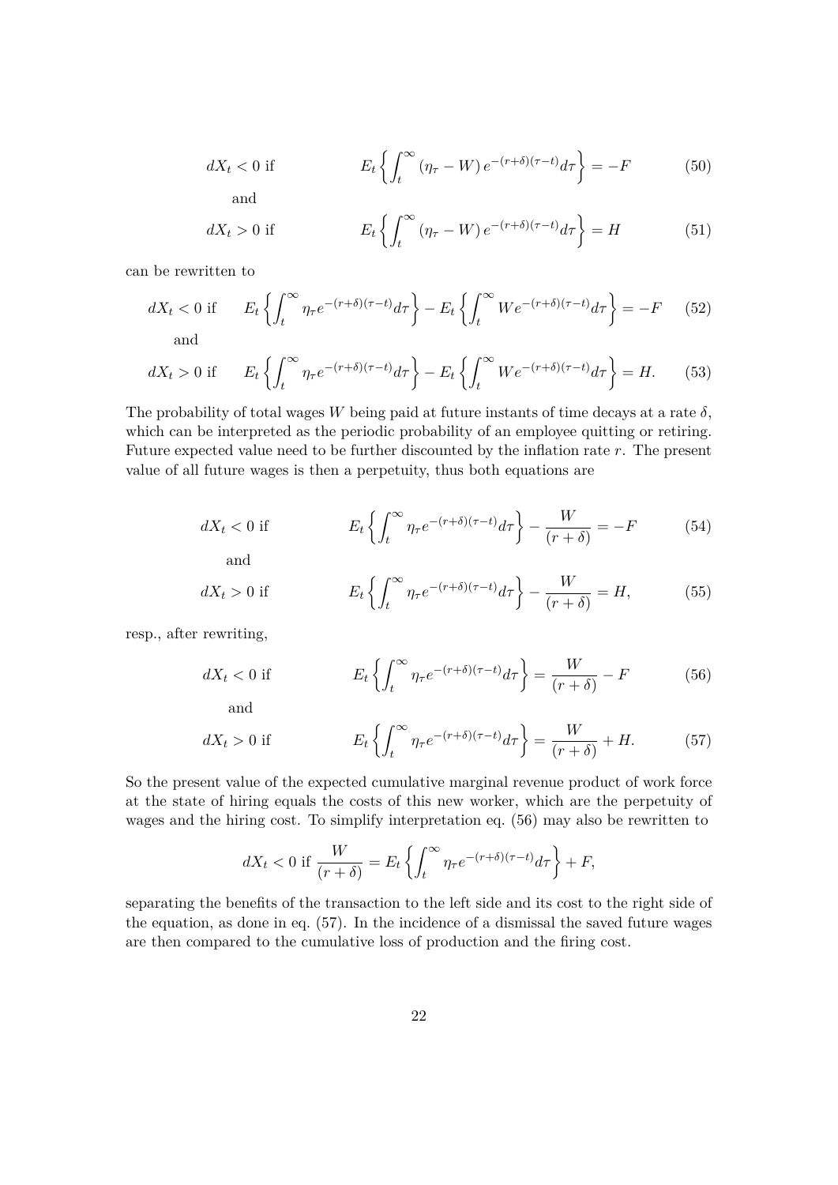$$dX_t < 0 \text{ if } \qquad E_t \left\{ \int_t^\infty (\eta_\tau - W) \, e^{-(r+\delta)(\tau - t)} d\tau \right\} = -F \tag{50}$$

and

$$dX_t > 0 \text{ if } \qquad E_t \left\{ \int_t^\infty (\eta_\tau - W) \, e^{-(r+\delta)(\tau - t)} d\tau \right\} = H \tag{51}$$

can be rewritten to

$$dX_t < 0 \text{ if } \quad E_t \left\{ \int_t^\infty \eta_\tau e^{-(r+\delta)(\tau - t)} d\tau \right\} - E_t \left\{ \int_t^\infty W e^{-(r+\delta)(\tau - t)} d\tau \right\} = -F \tag{52}$$

and

$$dX_t > 0 \text{ if } \quad E_t \left\{ \int_t^\infty \eta_\tau e^{-(r+\delta)(\tau - t)} d\tau \right\} - E_t \left\{ \int_t^\infty W e^{-(r+\delta)(\tau - t)} d\tau \right\} = H. \tag{53}$$

The probability of total wages $W$ being paid at future instants of time decays at a rate $\delta$, which can be interpreted as the periodic probability of an employee quitting or retiring. Future expected value need to be further discounted by the inflation rate $r$. The present value of all future wages is then a perpetuity, thus both equations are

$$dX_t < 0 \text{ if } \qquad E_t \left\{ \int_t^\infty \eta_\tau e^{-(r+\delta)(\tau - t)} d\tau \right\} - \frac{W}{(r+\delta)} = -F \tag{54}$$

and

$$dX_t > 0 \text{ if } \qquad E_t \left\{ \int_t^\infty \eta_\tau e^{-(r+\delta)(\tau - t)} d\tau \right\} - \frac{W}{(r+\delta)} = H, \tag{55}$$

resp., after rewriting,

$$dX_t < 0 \text{ if } \qquad E_t \left\{ \int_t^\infty \eta_\tau e^{-(r+\delta)(\tau - t)} d\tau \right\} = \frac{W}{(r+\delta)} - F \tag{56}$$

and

$$dX_t > 0 \text{ if } \qquad E_t \left\{ \int_t^\infty \eta_\tau e^{-(r+\delta)(\tau - t)} d\tau \right\} = \frac{W}{(r+\delta)} + H. \tag{57}$$

So the present value of the expected cumulative marginal revenue product of work force at the state of hiring equals the costs of this new worker, which are the perpetuity of wages and the hiring cost. To simplify interpretation eq. (56) may also be rewritten to

$$dX_t < 0 \text{ if } \frac{W}{(r+\delta)} = E_t \left\{ \int_t^\infty \eta_\tau e^{-(r+\delta)(\tau - t)} d\tau \right\} + F,$$

separating the benefits of the transaction to the left side and its cost to the right side of the equation, as done in eq. (57). In the incidence of a dismissal the saved future wages are then compared to the cumulative loss of production and the firing cost.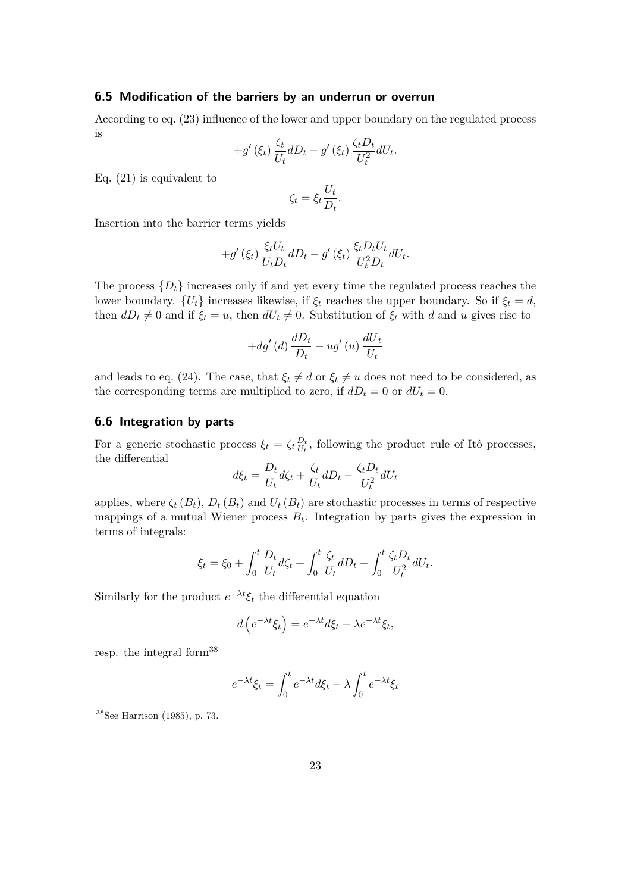### 6.5 Modification of the barriers by an underrun or overrun

According to eq. (23) influence of the lower and upper boundary on the regulated process is

$$+g'(\xi_t)\frac{\zeta_t}{U_t}dD_t - g'(\xi_t)\frac{\zeta_t D_t}{U_t^2}dU_t.$$

Eq. (21) is equivalent to

$$\zeta_t = \xi_t \frac{U_t}{D_t}.$$

Insertion into the barrier terms yields

$$+g'(\xi_t)\frac{\xi_t U_t}{U_t D_t}dD_t - g'(\xi_t)\frac{\xi_t D_t U_t}{U_t^2 D_t}dU_t.$$

The process $\{D_t\}$ increases only if and yet every time the regulated process reaches the lower boundary. $\{U_t\}$ increases likewise, if $\xi_t$ reaches the upper boundary. So if $\xi_t = d$, then $dD_t \neq 0$ and if $\xi_t = u$, then $dU_t \neq 0$. Substitution of $\xi_t$ with $d$ and $u$ gives rise to

$$+dg'(d)\frac{dD_t}{D_t} - ug'(u)\frac{dU_t}{U_t}$$

and leads to eq. (24). The case, that $\xi_t \neq d$ or $\xi_t \neq u$ does not need to be considered, as the corresponding terms are multiplied to zero, if $dD_t = 0$ or $dU_t = 0$.

### 6.6 Integration by parts

For a generic stochastic process $\xi_t = \zeta_t \frac{D_t}{U_t}$, following the product rule of Itô processes, the differential

$$d\xi_t = \frac{D_t}{U_t}d\zeta_t + \frac{\zeta_t}{U_t}dD_t - \frac{\zeta_t D_t}{U_t^2}dU_t$$

applies, where $\zeta_t(B_t)$, $D_t(B_t)$ and $U_t(B_t)$ are stochastic processes in terms of respective mappings of a mutual Wiener process $B_t$. Integration by parts gives the expression in terms of integrals:

$$\xi_t = \xi_0 + \int_0^t \frac{D_t}{U_t}d\zeta_t + \int_0^t \frac{\zeta_t}{U_t}dD_t - \int_0^t \frac{\zeta_t D_t}{U_t^2}dU_t.$$

Similarly for the product $e^{-\lambda t}\xi_t$ the differential equation

$$d\left(e^{-\lambda t}\xi_t\right) = e^{-\lambda t}d\xi_t - \lambda e^{-\lambda t}\xi_t,$$

resp. the integral form[38]

$$e^{-\lambda t}\xi_t = \int_0^t e^{-\lambda t}d\xi_t - \lambda\int_0^t e^{-\lambda t}\xi_t$$

[38] See Harrison (1985), p. 73.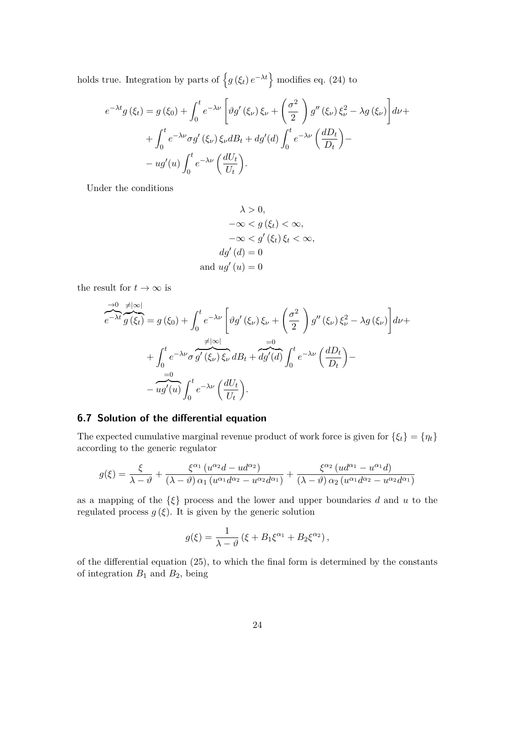holds true. Integration by parts of $\left\{g(\xi_t)\,e^{-\lambda t}\right\}$ modifies eq. (24) to

$$
\begin{aligned}
e^{-\lambda t} g(\xi_t) = g(\xi_0) &+ \int_0^t e^{-\lambda \nu}\left[\vartheta g'(\xi_\nu)\,\xi_\nu + \left(\frac{\sigma^2}{2}\right) g''(\xi_\nu)\,\xi_\nu^2 - \lambda g(\xi_\nu)\right] d\nu + \\
&+ \int_0^t e^{-\lambda \nu}\sigma g'(\xi_\nu)\,\xi_\nu dB_t + dg'(d)\int_0^t e^{-\lambda \nu}\left(\frac{dD_t}{D_t}\right) - \\
&- ug'(u)\int_0^t e^{-\lambda \nu}\left(\frac{dU_t}{U_t}\right).
\end{aligned}
$$

Under the conditions

$$
\begin{aligned}
\lambda &> 0, \\
-\infty < g(\xi_t) &< \infty, \\
-\infty < g'(\xi_t)\,\xi_t &< \infty, \\
dg'(d) &= 0 \\
\text{and } ug'(u) &= 0
\end{aligned}
$$

the result for $t \to \infty$ is

$$
\begin{aligned}
\overbrace{e^{-\lambda t}}^{\to 0}\overbrace{g(\xi_t)}^{\neq|\infty|} = g(\xi_0) &+ \int_0^t e^{-\lambda \nu}\left[\vartheta g'(\xi_\nu)\,\xi_\nu + \left(\frac{\sigma^2}{2}\right) g''(\xi_\nu)\,\xi_\nu^2 - \lambda g(\xi_\nu)\right] d\nu + \\
&+ \int_0^t e^{-\lambda \nu}\sigma \overbrace{g'(\xi_\nu)\,\xi_\nu}^{\neq|\infty|} dB_t + \overbrace{dg'(d)}^{=0}\int_0^t e^{-\lambda \nu}\left(\frac{dD_t}{D_t}\right) - \\
&- \overbrace{ug'(u)}^{=0}\int_0^t e^{-\lambda \nu}\left(\frac{dU_t}{U_t}\right).
\end{aligned}
$$

### 6.7 Solution of the differential equation

The expected cumulative marginal revenue product of work force is given for $\{\xi_t\} = \{\eta_t\}$ according to the generic regulator

$$
g(\xi) = \frac{\xi}{\lambda - \vartheta} + \frac{\xi^{\alpha_1}\left(u^{\alpha_2} d - u d^{\alpha_2}\right)}{(\lambda - \vartheta)\,\alpha_1\left(u^{\alpha_1} d^{\alpha_2} - u^{\alpha_2} d^{\alpha_1}\right)} + \frac{\xi^{\alpha_2}\left(u d^{\alpha_1} - u^{\alpha_1} d\right)}{(\lambda - \vartheta)\,\alpha_2\left(u^{\alpha_1} d^{\alpha_2} - u^{\alpha_2} d^{\alpha_1}\right)}
$$

as a mapping of the $\{\xi\}$ process and the lower and upper boundaries $d$ and $u$ to the regulated process $g(\xi)$. It is given by the generic solution

$$
g(\xi) = \frac{1}{\lambda - \vartheta}\left(\xi + B_1 \xi^{\alpha_1} + B_2 \xi^{\alpha_2}\right),
$$

of the differential equation (25), to which the final form is determined by the constants of integration $B_1$ and $B_2$, being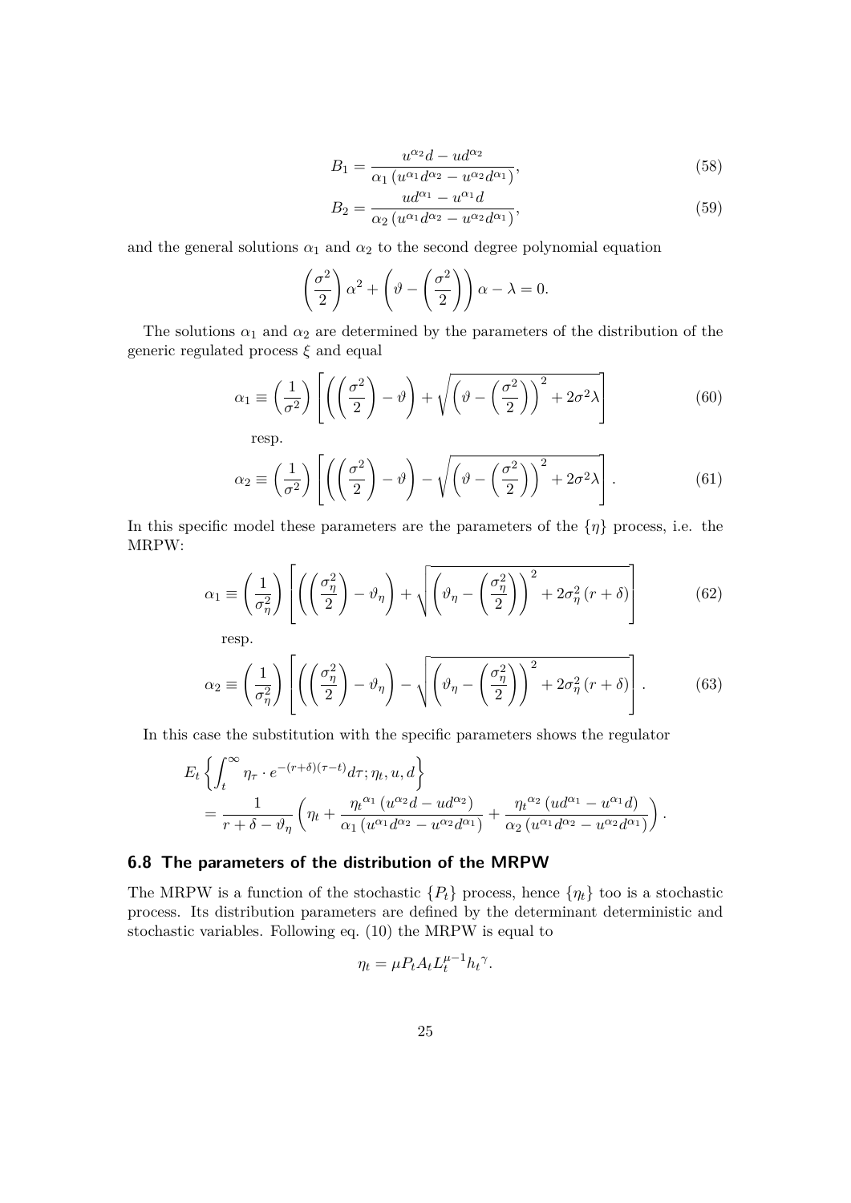$$B_1 = \frac{u^{\alpha_2} d - u d^{\alpha_2}}{\alpha_1 \left( u^{\alpha_1} d^{\alpha_2} - u^{\alpha_2} d^{\alpha_1} \right)}, \tag{58}$$

$$B_2 = \frac{u d^{\alpha_1} - u^{\alpha_1} d}{\alpha_2 \left( u^{\alpha_1} d^{\alpha_2} - u^{\alpha_2} d^{\alpha_1} \right)}, \tag{59}$$

and the general solutions $\alpha_1$ and $\alpha_2$ to the second degree polynomial equation

$$\left( \frac{\sigma^2}{2} \right) \alpha^2 + \left( \vartheta - \left( \frac{\sigma^2}{2} \right) \right) \alpha - \lambda = 0.$$

The solutions $\alpha_1$ and $\alpha_2$ are determined by the parameters of the distribution of the generic regulated process $\xi$ and equal

$$\alpha_1 \equiv \left( \frac{1}{\sigma^2} \right) \left[ \left( \left( \frac{\sigma^2}{2} \right) - \vartheta \right) + \sqrt{\left( \vartheta - \left( \frac{\sigma^2}{2} \right) \right)^2 + 2\sigma^2 \lambda} \right] \tag{60}$$

resp.

$$\alpha_2 \equiv \left( \frac{1}{\sigma^2} \right) \left[ \left( \left( \frac{\sigma^2}{2} \right) - \vartheta \right) - \sqrt{\left( \vartheta - \left( \frac{\sigma^2}{2} \right) \right)^2 + 2\sigma^2 \lambda} \right]. \tag{61}$$

In this specific model these parameters are the parameters of the $\{\eta\}$ process, i.e. the MRPW:

$$\alpha_1 \equiv \left( \frac{1}{\sigma_\eta^2} \right) \left[ \left( \left( \frac{\sigma_\eta^2}{2} \right) - \vartheta_\eta \right) + \sqrt{\left( \vartheta_\eta - \left( \frac{\sigma_\eta^2}{2} \right) \right)^2 + 2\sigma_\eta^2 (r + \delta)} \right] \tag{62}$$

resp.

$$\alpha_2 \equiv \left( \frac{1}{\sigma_\eta^2} \right) \left[ \left( \left( \frac{\sigma_\eta^2}{2} \right) - \vartheta_\eta \right) - \sqrt{\left( \vartheta_\eta - \left( \frac{\sigma_\eta^2}{2} \right) \right)^2 + 2\sigma_\eta^2 (r + \delta)} \right]. \tag{63}$$

In this case the substitution with the specific parameters shows the regulator

$$\begin{aligned} &E_t \left\{ \int_t^\infty \eta_\tau \cdot e^{-(r+\delta)(\tau - t)} d\tau; \eta_t, u, d \right\} \\ &= \frac{1}{r + \delta - \vartheta_\eta} \left( \eta_t + \frac{{\eta_t}^{\alpha_1} \left( u^{\alpha_2} d - u d^{\alpha_2} \right)}{\alpha_1 \left( u^{\alpha_1} d^{\alpha_2} - u^{\alpha_2} d^{\alpha_1} \right)} + \frac{{\eta_t}^{\alpha_2} \left( u d^{\alpha_1} - u^{\alpha_1} d \right)}{\alpha_2 \left( u^{\alpha_1} d^{\alpha_2} - u^{\alpha_2} d^{\alpha_1} \right)} \right). \end{aligned}$$

## 6.8 The parameters of the distribution of the MRPW

The MRPW is a function of the stochastic $\{P_t\}$ process, hence $\{\eta_t\}$ too is a stochastic process. Its distribution parameters are defined by the determinant deterministic and stochastic variables. Following eq. (10) the MRPW is equal to

$$\eta_t = \mu P_t A_t L_t^{\mu - 1} {h_t}^\gamma.$$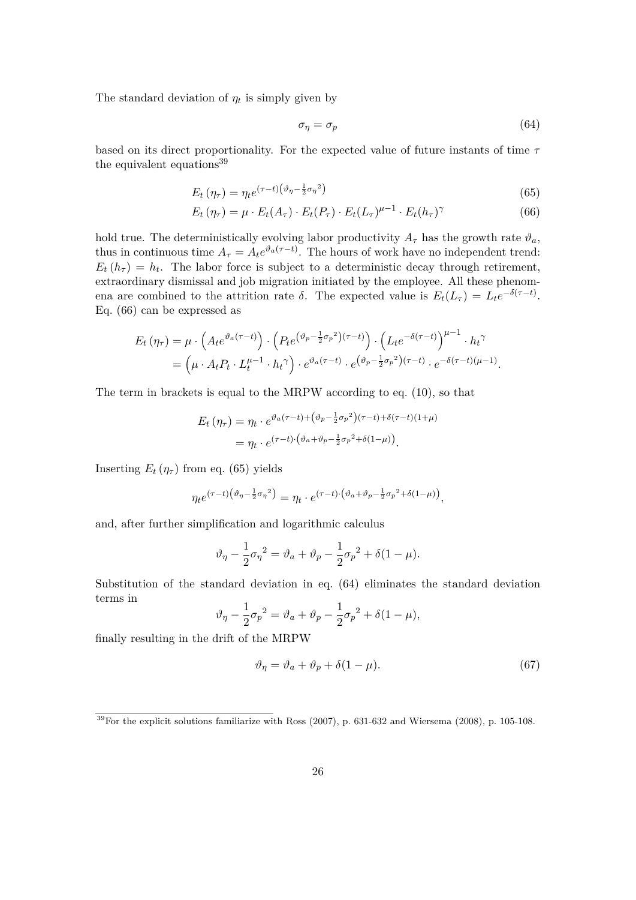The standard deviation of $\eta_t$ is simply given by

$$\sigma_\eta = \sigma_p \tag{64}$$

based on its direct proportionality. For the expected value of future instants of time $\tau$ the equivalent equations[39]

$$E_t(\eta_\tau) = \eta_t e^{(\tau-t)\left(\vartheta_\eta - \frac{1}{2}{\sigma_\eta}^2\right)} \tag{65}$$

$$E_t(\eta_\tau) = \mu \cdot E_t(A_\tau) \cdot E_t(P_\tau) \cdot E_t(L_\tau)^{\mu-1} \cdot E_t(h_\tau)^\gamma \tag{66}$$

hold true. The deterministically evolving labor productivity $A_\tau$ has the growth rate $\vartheta_a$, thus in continuous time $A_\tau = A_t e^{\vartheta_a(\tau-t)}$. The hours of work have no independent trend: $E_t(h_\tau) = h_t$. The labor force is subject to a deterministic decay through retirement, extraordinary dismissal and job migration initiated by the employee. All these phenomena are combined to the attrition rate $\delta$. The expected value is $E_t(L_\tau) = L_t e^{-\delta(\tau-t)}$. Eq. (66) can be expressed as

$$\begin{aligned} E_t(\eta_\tau) &= \mu \cdot \left(A_t e^{\vartheta_a(\tau-t)}\right) \cdot \left(P_t e^{\left(\vartheta_p - \frac{1}{2}{\sigma_p}^2\right)(\tau-t)}\right) \cdot \left(L_t e^{-\delta(\tau-t)}\right)^{\mu-1} \cdot {h_t}^\gamma \\ &= \left(\mu \cdot A_t P_t \cdot L_t^{\mu-1} \cdot {h_t}^\gamma\right) \cdot e^{\vartheta_a(\tau-t)} \cdot e^{\left(\vartheta_p - \frac{1}{2}{\sigma_p}^2\right)(\tau-t)} \cdot e^{-\delta(\tau-t)(\mu-1)}. \end{aligned}$$

The term in brackets is equal to the MRPW according to eq. (10), so that

$$\begin{aligned} E_t(\eta_\tau) &= \eta_t \cdot e^{\vartheta_a(\tau-t) + \left(\vartheta_p - \frac{1}{2}{\sigma_p}^2\right)(\tau-t) + \delta(\tau-t)(1+\mu)} \\ &= \eta_t \cdot e^{(\tau-t)\cdot\left(\vartheta_a + \vartheta_p - \frac{1}{2}{\sigma_p}^2 + \delta(1-\mu)\right)}. \end{aligned}$$

Inserting $E_t(\eta_\tau)$ from eq. (65) yields

$$\eta_t e^{(\tau-t)\left(\vartheta_\eta - \frac{1}{2}{\sigma_\eta}^2\right)} = \eta_t \cdot e^{(\tau-t)\cdot\left(\vartheta_a + \vartheta_p - \frac{1}{2}{\sigma_p}^2 + \delta(1-\mu)\right)},$$

and, after further simplification and logarithmic calculus

$$\vartheta_\eta - \frac{1}{2}{\sigma_\eta}^2 = \vartheta_a + \vartheta_p - \frac{1}{2}{\sigma_p}^2 + \delta(1-\mu).$$

Substitution of the standard deviation in eq. (64) eliminates the standard deviation terms in

$$\vartheta_\eta - \frac{1}{2}{\sigma_p}^2 = \vartheta_a + \vartheta_p - \frac{1}{2}{\sigma_p}^2 + \delta(1-\mu),$$

finally resulting in the drift of the MRPW

$$\vartheta_\eta = \vartheta_a + \vartheta_p + \delta(1-\mu). \tag{67}$$

[39] For the explicit solutions familiarize with Ross (2007), p. 631-632 and Wiersema (2008), p. 105-108.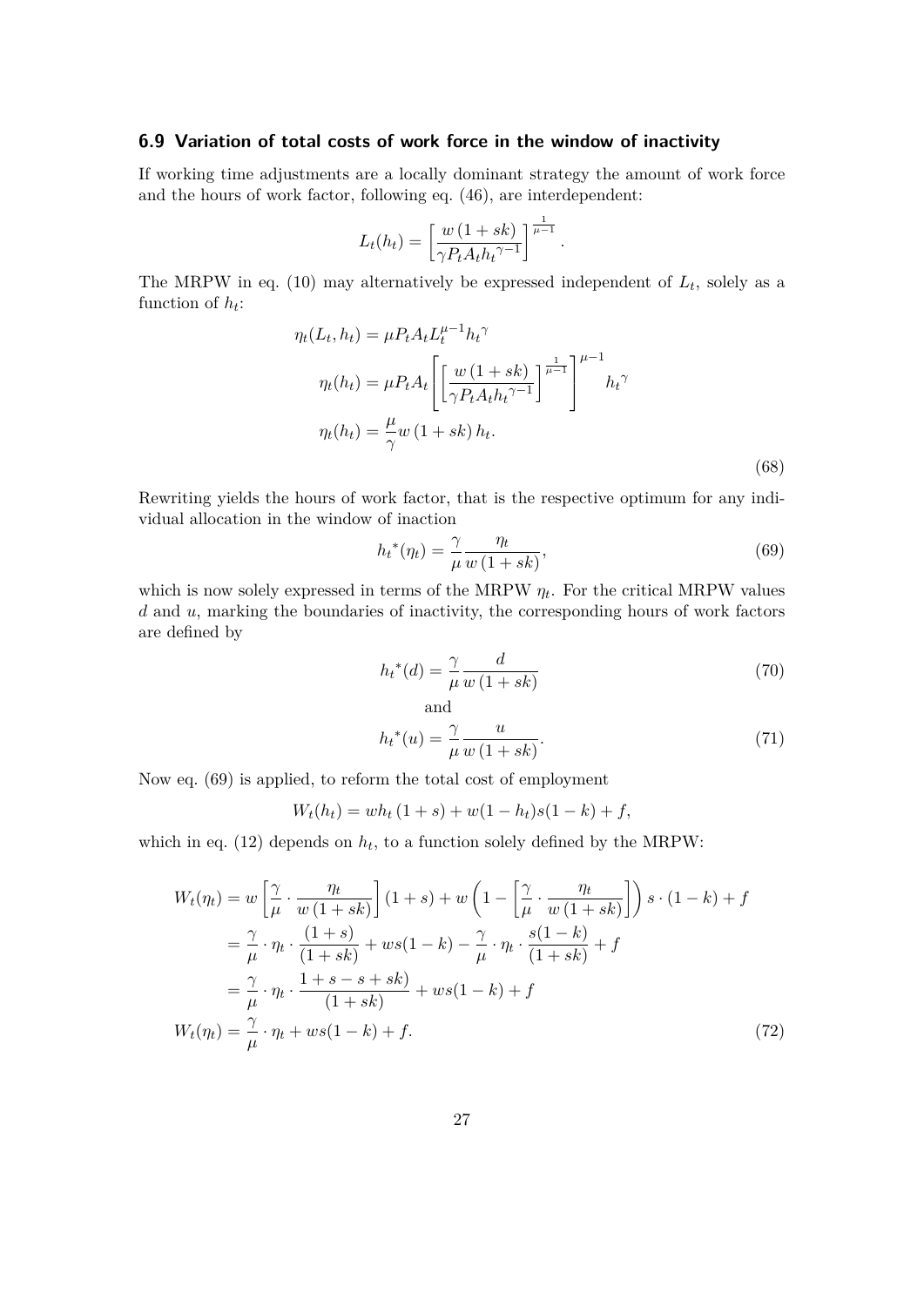### 6.9 Variation of total costs of work force in the window of inactivity

If working time adjustments are a locally dominant strategy the amount of work force and the hours of work factor, following eq. (46), are interdependent:

$$L_t(h_t) = \left[\frac{w\,(1+sk)}{\gamma P_t A_t {h_t}^{\gamma-1}}\right]^{\frac{1}{\mu-1}}.$$

The MRPW in eq. (10) may alternatively be expressed independent of $L_t$, solely as a function of $h_t$:

$$\begin{aligned}
\eta_t(L_t, h_t) &= \mu P_t A_t L_t^{\mu-1} {h_t}^{\gamma} \\
\eta_t(h_t) &= \mu P_t A_t \left[\left[\frac{w\,(1+sk)}{\gamma P_t A_t {h_t}^{\gamma-1}}\right]^{\frac{1}{\mu-1}}\right]^{\mu-1} {h_t}^{\gamma} \\
\eta_t(h_t) &= \frac{\mu}{\gamma} w\,(1+sk)\,h_t.
\end{aligned} \tag{68}$$

Rewriting yields the hours of work factor, that is the respective optimum for any individual allocation in the window of inaction

$${h_t}^*(\eta_t) = \frac{\gamma}{\mu}\frac{\eta_t}{w\,(1+sk)}, \tag{69}$$

which is now solely expressed in terms of the MRPW $\eta_t$. For the critical MRPW values $d$ and $u$, marking the boundaries of inactivity, the corresponding hours of work factors are defined by

$${h_t}^*(d) = \frac{\gamma}{\mu}\frac{d}{w\,(1+sk)} \tag{70}$$

and

$${h_t}^*(u) = \frac{\gamma}{\mu}\frac{u}{w\,(1+sk)}. \tag{71}$$

Now eq. (69) is applied, to reform the total cost of employment

$$W_t(h_t) = wh_t\,(1+s) + w(1-h_t)s(1-k) + f,$$

which in eq. (12) depends on $h_t$, to a function solely defined by the MRPW:

$$\begin{aligned}
W_t(\eta_t) &= w\left[\frac{\gamma}{\mu}\cdot\frac{\eta_t}{w\,(1+sk)}\right](1+s) + w\left(1-\left[\frac{\gamma}{\mu}\cdot\frac{\eta_t}{w\,(1+sk)}\right]\right)s\cdot(1-k) + f \\
&= \frac{\gamma}{\mu}\cdot\eta_t\cdot\frac{(1+s)}{(1+sk)} + ws(1-k) - \frac{\gamma}{\mu}\cdot\eta_t\cdot\frac{s(1-k)}{(1+sk)} + f \\
&= \frac{\gamma}{\mu}\cdot\eta_t\cdot\frac{1+s-s+sk)}{(1+sk)} + ws(1-k) + f \\
W_t(\eta_t) &= \frac{\gamma}{\mu}\cdot\eta_t + ws(1-k) + f.
\end{aligned} \tag{72}$$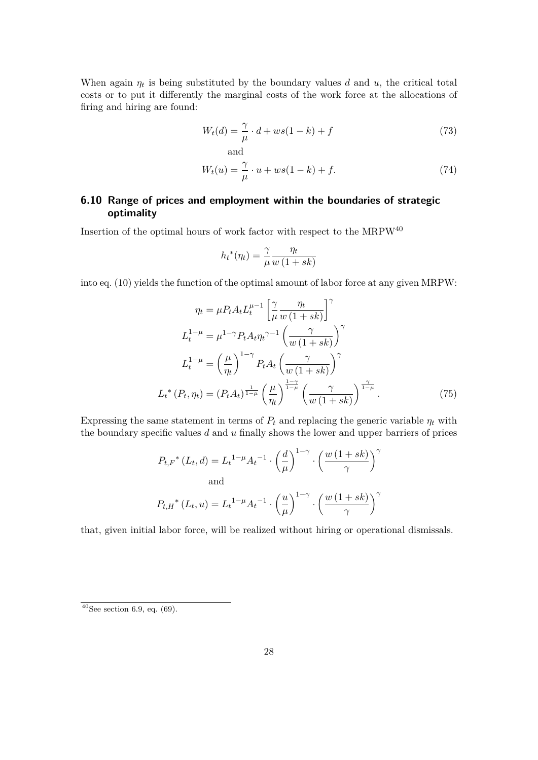When again $\eta_t$ is being substituted by the boundary values $d$ and $u$, the critical total costs or to put it differently the marginal costs of the work force at the allocations of firing and hiring are found:

$$W_t(d) = \frac{\gamma}{\mu} \cdot d + ws(1-k) + f \tag{73}$$

and

$$W_t(u) = \frac{\gamma}{\mu} \cdot u + ws(1-k) + f. \tag{74}$$

## 6.10 Range of prices and employment within the boundaries of strategic optimality

Insertion of the optimal hours of work factor with respect to the MRPW[40]

$$h_t^*(\eta_t) = \frac{\gamma}{\mu} \frac{\eta_t}{w(1+sk)}$$

into eq. (10) yields the function of the optimal amount of labor force at any given MRPW:

$$\begin{aligned}
\eta_t &= \mu P_t A_t L_t^{\mu-1} \left[ \frac{\gamma}{\mu} \frac{\eta_t}{w(1+sk)} \right]^{\gamma} \\
L_t^{1-\mu} &= \mu^{1-\gamma} P_t A_t {\eta_t}^{\gamma-1} \left( \frac{\gamma}{w(1+sk)} \right)^{\gamma} \\
L_t^{1-\mu} &= \left( \frac{\mu}{\eta_t} \right)^{1-\gamma} P_t A_t \left( \frac{\gamma}{w(1+sk)} \right)^{\gamma} \\
{L_t}^*(P_t, \eta_t) &= (P_t A_t)^{\frac{1}{1-\mu}} \left( \frac{\mu}{\eta_t} \right)^{\frac{1-\gamma}{1-\mu}} \left( \frac{\gamma}{w(1+sk)} \right)^{\frac{\gamma}{1-\mu}}.
\end{aligned} \tag{75}$$

Expressing the same statement in terms of $P_t$ and replacing the generic variable $\eta_t$ with the boundary specific values $d$ and $u$ finally shows the lower and upper barriers of prices

$$P_{t,F}^*(L_t, d) = {L_t}^{1-\mu} {A_t}^{-1} \cdot \left( \frac{d}{\mu} \right)^{1-\gamma} \cdot \left( \frac{w(1+sk)}{\gamma} \right)^{\gamma}$$

and

$$P_{t,H}^*(L_t, u) = {L_t}^{1-\mu} {A_t}^{-1} \cdot \left( \frac{u}{\mu} \right)^{1-\gamma} \cdot \left( \frac{w(1+sk)}{\gamma} \right)^{\gamma}$$

that, given initial labor force, will be realized without hiring or operational dismissals.

[40] See section 6.9, eq. (69).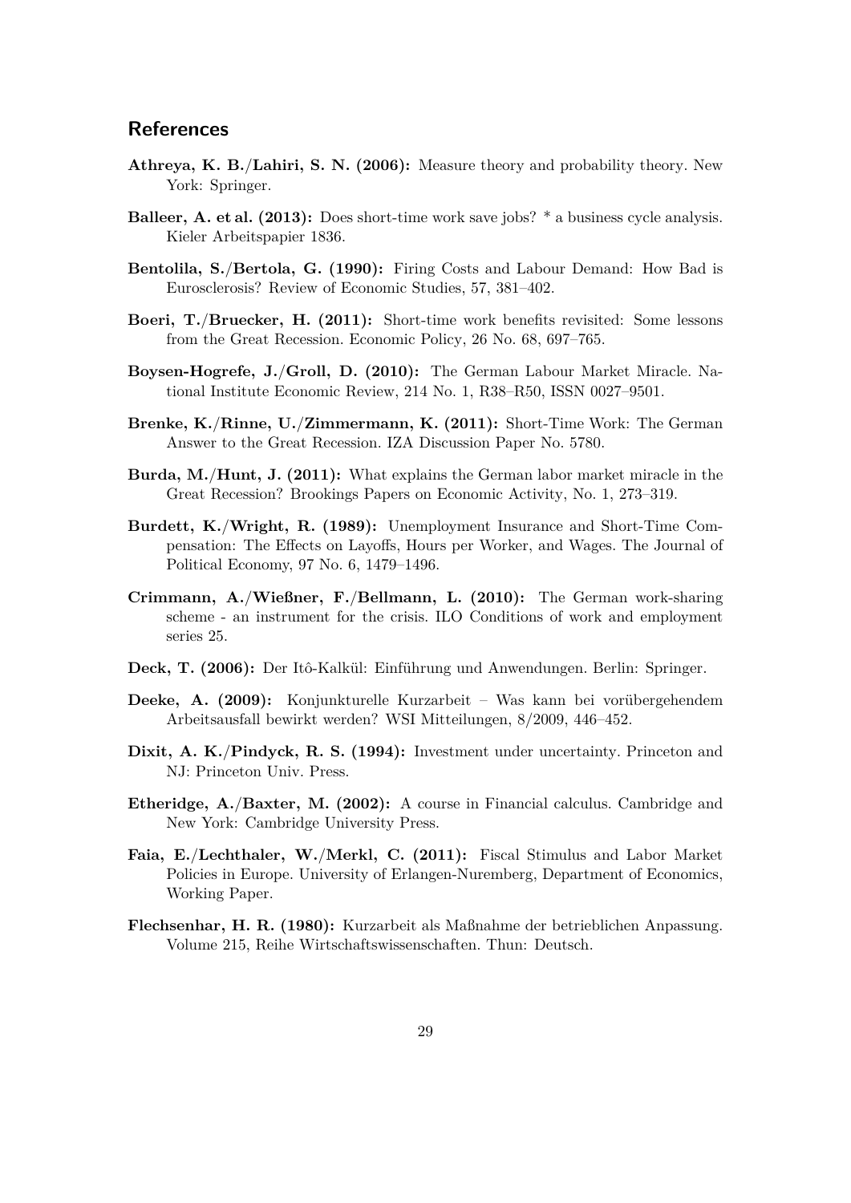## References

**Athreya, K. B./Lahiri, S. N. (2006):** Measure theory and probability theory. New York: Springer.

**Balleer, A. et al. (2013):** Does short-time work save jobs? * a business cycle analysis. Kieler Arbeitspapier 1836.

**Bentolila, S./Bertola, G. (1990):** Firing Costs and Labour Demand: How Bad is Eurosclerosis? Review of Economic Studies, 57, 381–402.

**Boeri, T./Bruecker, H. (2011):** Short-time work benefits revisited: Some lessons from the Great Recession. Economic Policy, 26 No. 68, 697–765.

**Boysen-Hogrefe, J./Groll, D. (2010):** The German Labour Market Miracle. National Institute Economic Review, 214 No. 1, R38–R50, ISSN 0027–9501.

**Brenke, K./Rinne, U./Zimmermann, K. (2011):** Short-Time Work: The German Answer to the Great Recession. IZA Discussion Paper No. 5780.

**Burda, M./Hunt, J. (2011):** What explains the German labor market miracle in the Great Recession? Brookings Papers on Economic Activity, No. 1, 273–319.

**Burdett, K./Wright, R. (1989):** Unemployment Insurance and Short-Time Compensation: The Effects on Layoffs, Hours per Worker, and Wages. The Journal of Political Economy, 97 No. 6, 1479–1496.

**Crimmann, A./Wießner, F./Bellmann, L. (2010):** The German work-sharing scheme - an instrument for the crisis. ILO Conditions of work and employment series 25.

**Deck, T. (2006):** Der Itô-Kalkül: Einführung und Anwendungen. Berlin: Springer.

**Deeke, A. (2009):** Konjunkturelle Kurzarbeit – Was kann bei vorübergehendem Arbeitsausfall bewirkt werden? WSI Mitteilungen, 8/2009, 446–452.

**Dixit, A. K./Pindyck, R. S. (1994):** Investment under uncertainty. Princeton and NJ: Princeton Univ. Press.

**Etheridge, A./Baxter, M. (2002):** A course in Financial calculus. Cambridge and New York: Cambridge University Press.

**Faia, E./Lechthaler, W./Merkl, C. (2011):** Fiscal Stimulus and Labor Market Policies in Europe. University of Erlangen-Nuremberg, Department of Economics, Working Paper.

**Flechsenhar, H. R. (1980):** Kurzarbeit als Maßnahme der betrieblichen Anpassung. Volume 215, Reihe Wirtschaftswissenschaften. Thun: Deutsch.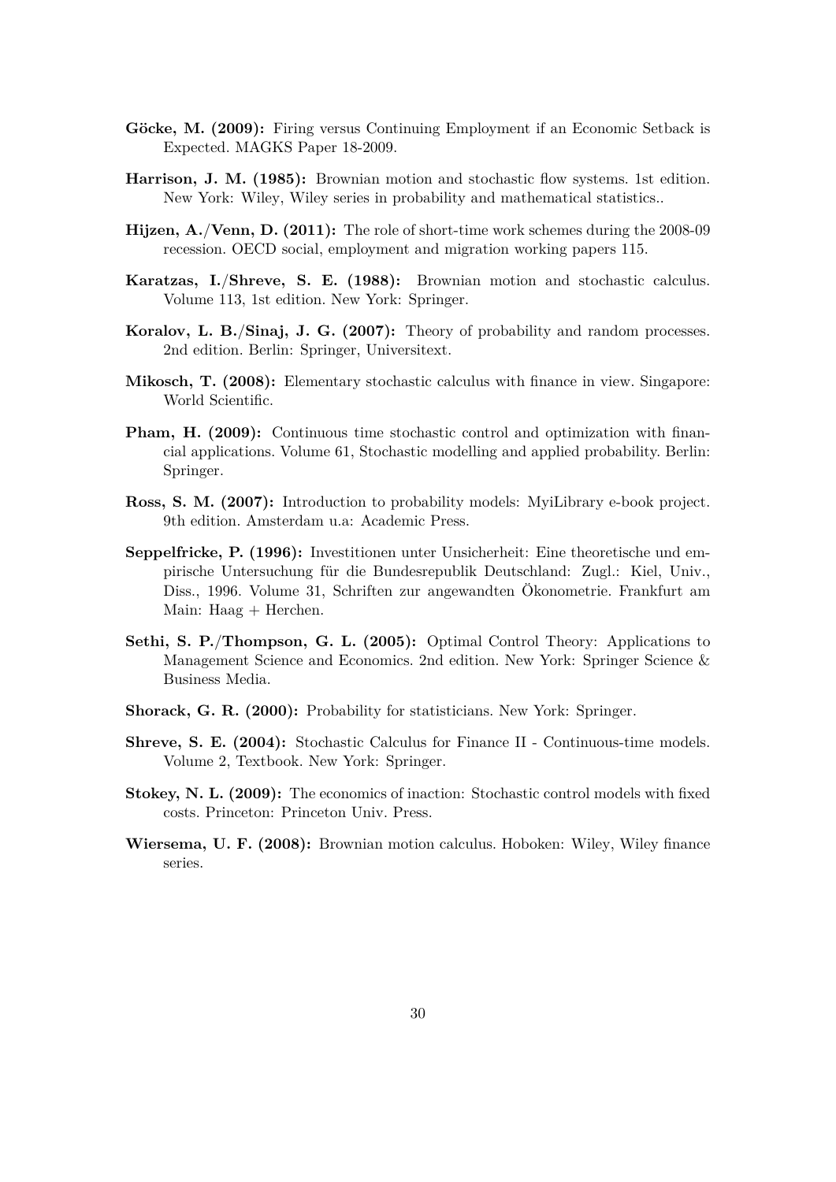**Göcke, M. (2009):** Firing versus Continuing Employment if an Economic Setback is Expected. MAGKS Paper 18-2009.

**Harrison, J. M. (1985):** Brownian motion and stochastic flow systems. 1st edition. New York: Wiley, Wiley series in probability and mathematical statistics..

**Hijzen, A./Venn, D. (2011):** The role of short-time work schemes during the 2008-09 recession. OECD social, employment and migration working papers 115.

**Karatzas, I./Shreve, S. E. (1988):** Brownian motion and stochastic calculus. Volume 113, 1st edition. New York: Springer.

**Koralov, L. B./Sinaj, J. G. (2007):** Theory of probability and random processes. 2nd edition. Berlin: Springer, Universitext.

**Mikosch, T. (2008):** Elementary stochastic calculus with finance in view. Singapore: World Scientific.

**Pham, H. (2009):** Continuous time stochastic control and optimization with financial applications. Volume 61, Stochastic modelling and applied probability. Berlin: Springer.

**Ross, S. M. (2007):** Introduction to probability models: MyiLibrary e-book project. 9th edition. Amsterdam u.a: Academic Press.

**Seppelfricke, P. (1996):** Investitionen unter Unsicherheit: Eine theoretische und empirische Untersuchung für die Bundesrepublik Deutschland: Zugl.: Kiel, Univ., Diss., 1996. Volume 31, Schriften zur angewandten Ökonometrie. Frankfurt am Main: Haag + Herchen.

**Sethi, S. P./Thompson, G. L. (2005):** Optimal Control Theory: Applications to Management Science and Economics. 2nd edition. New York: Springer Science & Business Media.

**Shorack, G. R. (2000):** Probability for statisticians. New York: Springer.

**Shreve, S. E. (2004):** Stochastic Calculus for Finance II - Continuous-time models. Volume 2, Textbook. New York: Springer.

**Stokey, N. L. (2009):** The economics of inaction: Stochastic control models with fixed costs. Princeton: Princeton Univ. Press.

**Wiersema, U. F. (2008):** Brownian motion calculus. Hoboken: Wiley, Wiley finance series.